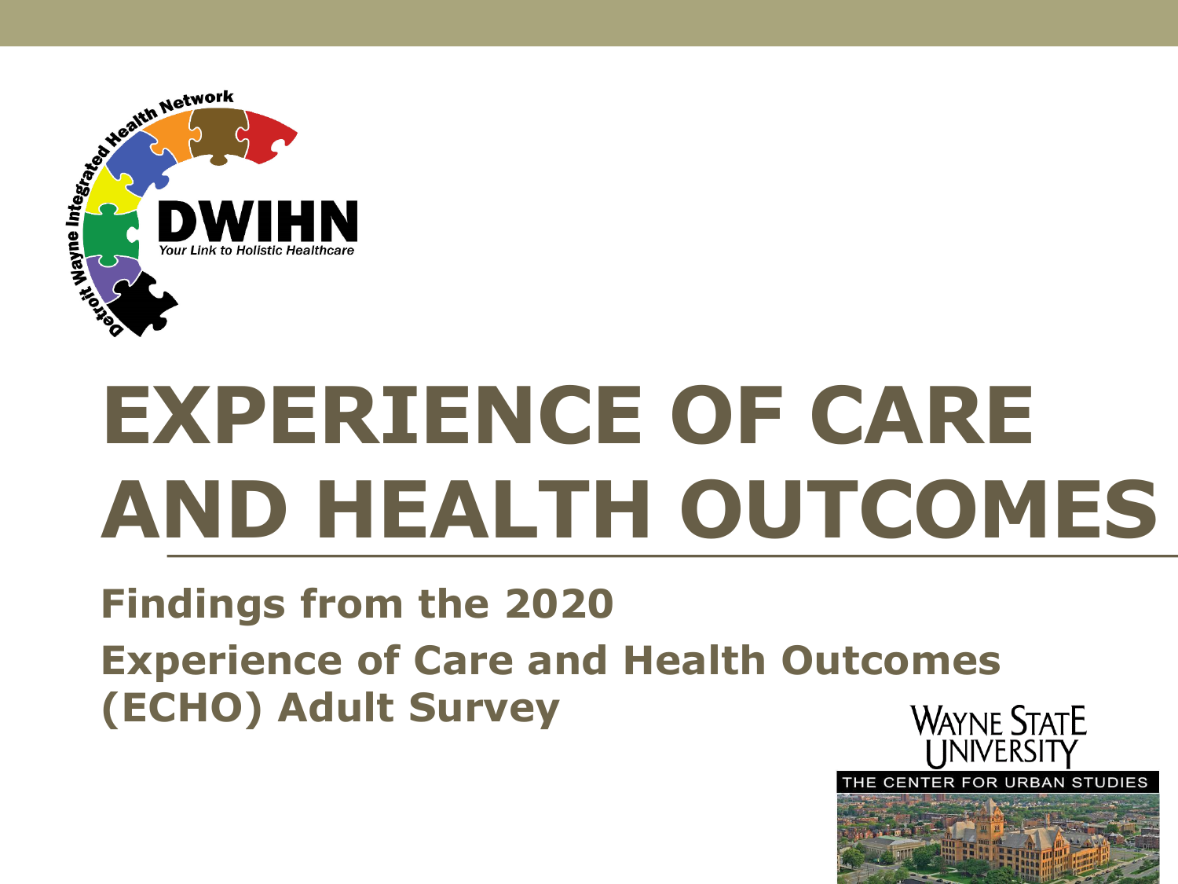Detroit Wayne Integrated Health Network

**DWIHN**

*Your Link to Holistic Healthcare*

# EXPERIENCE OF CARE AND HEALTH OUTCOMES

## Findings from the 2020 Experience of Care and Health Outcomes (ECHO) Adult Survey

WAYNE STATE UNIVERSITY

THE CENTER FOR URBAN STUDIES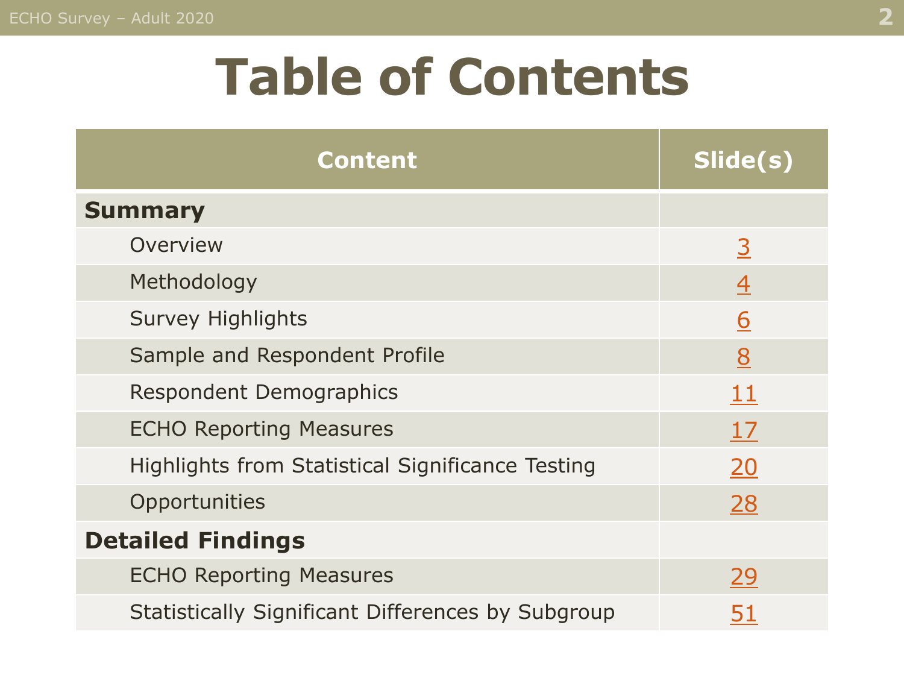# Table of Contents

| Content | Slide(s) |
|---|---|
| **Summary** | |
| Overview | 3 |
| Methodology | 4 |
| Survey Highlights | 6 |
| Sample and Respondent Profile | 8 |
| Respondent Demographics | 11 |
| ECHO Reporting Measures | 17 |
| Highlights from Statistical Significance Testing | 20 |
| Opportunities | 28 |
| **Detailed Findings** | |
| ECHO Reporting Measures | 29 |
| Statistically Significant Differences by Subgroup | 51 |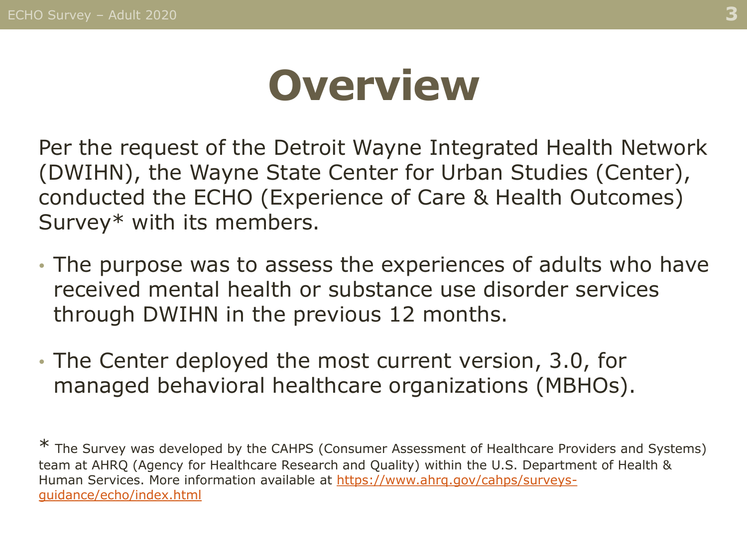# Overview

Per the request of the Detroit Wayne Integrated Health Network (DWIHN), the Wayne State Center for Urban Studies (Center), conducted the ECHO (Experience of Care & Health Outcomes) Survey* with its members.

- The purpose was to assess the experiences of adults who have received mental health or substance use disorder services through DWIHN in the previous 12 months.
- The Center deployed the most current version, 3.0, for managed behavioral healthcare organizations (MBHOs).

* The Survey was developed by the CAHPS (Consumer Assessment of Healthcare Providers and Systems) team at AHRQ (Agency for Healthcare Research and Quality) within the U.S. Department of Health & Human Services. More information available at [https://www.ahrq.gov/cahps/surveys-guidance/echo/index.html](https://www.ahrq.gov/cahps/surveys-guidance/echo/index.html)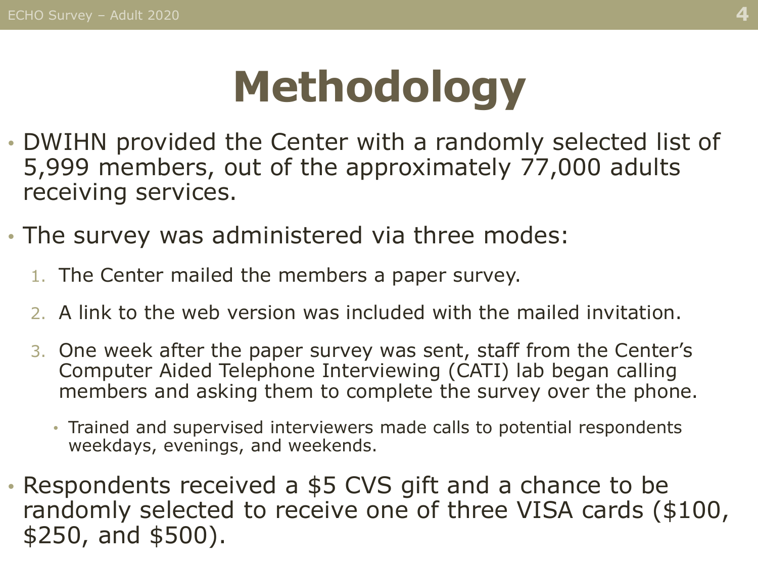# Methodology

- DWIHN provided the Center with a randomly selected list of 5,999 members, out of the approximately 77,000 adults receiving services.
- The survey was administered via three modes:
  1. The Center mailed the members a paper survey.
  2. A link to the web version was included with the mailed invitation.
  3. One week after the paper survey was sent, staff from the Center's Computer Aided Telephone Interviewing (CATI) lab began calling members and asking them to complete the survey over the phone.
     - Trained and supervised interviewers made calls to potential respondents weekdays, evenings, and weekends.
- Respondents received a $5 CVS gift and a chance to be randomly selected to receive one of three VISA cards ($100, $250, and $500).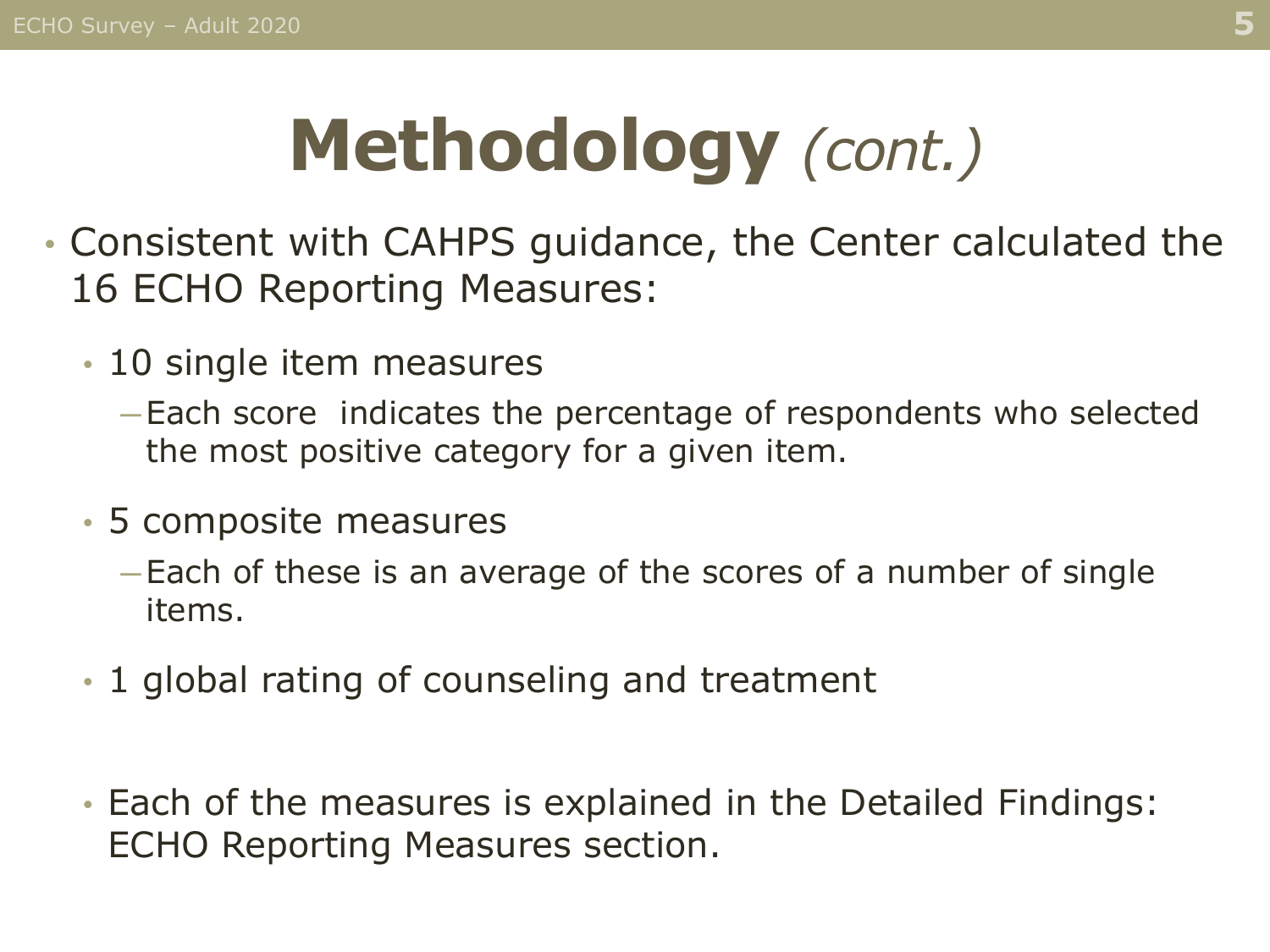# Methodology *(cont.)*

- Consistent with CAHPS guidance, the Center calculated the 16 ECHO Reporting Measures:
  - 10 single item measures
    - Each score indicates the percentage of respondents who selected the most positive category for a given item.
  - 5 composite measures
    - Each of these is an average of the scores of a number of single items.
  - 1 global rating of counseling and treatment
  - Each of the measures is explained in the Detailed Findings: ECHO Reporting Measures section.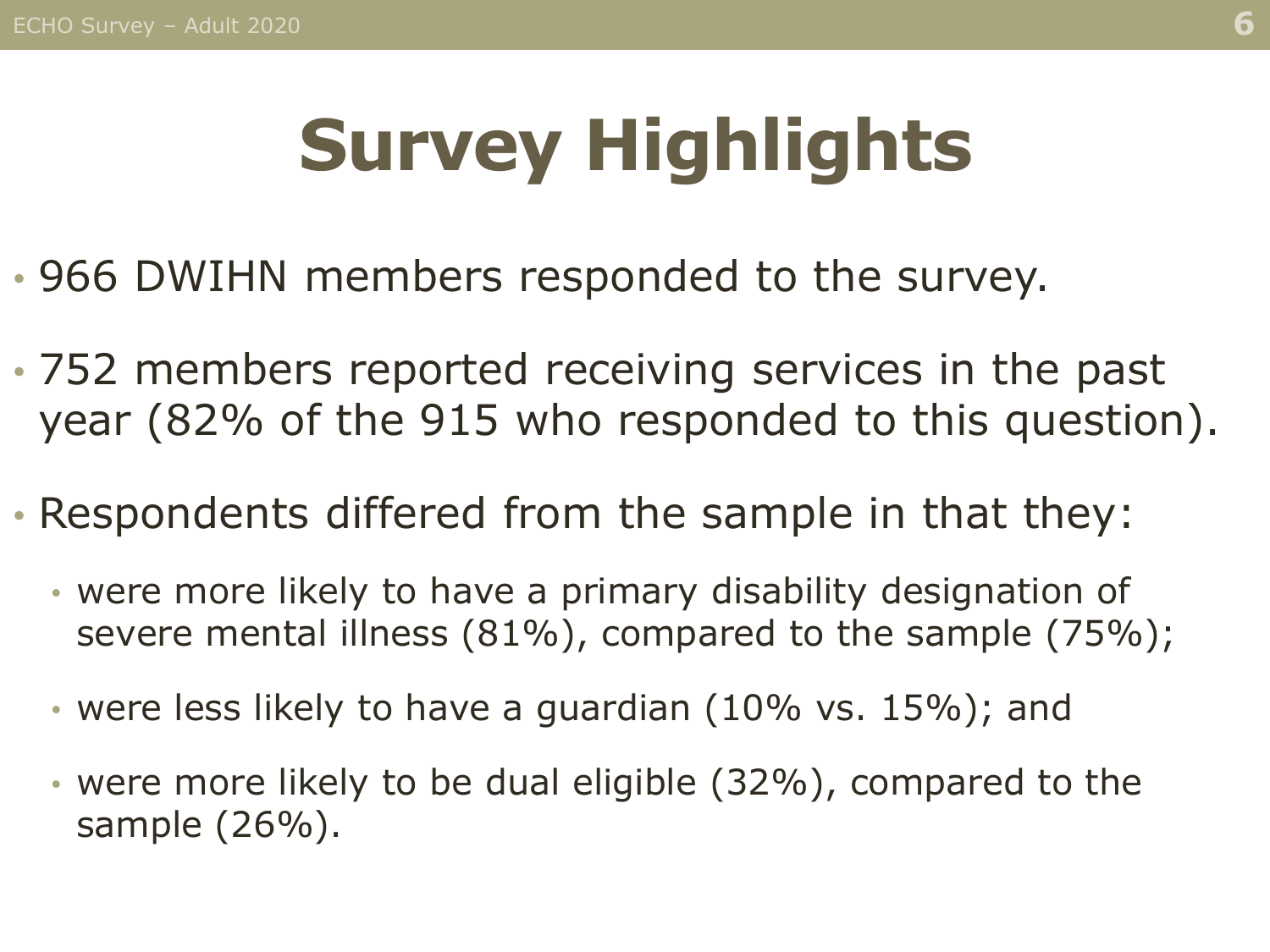# Survey Highlights

- 966 DWIHN members responded to the survey.
- 752 members reported receiving services in the past year (82% of the 915 who responded to this question).
- Respondents differed from the sample in that they:
  - were more likely to have a primary disability designation of severe mental illness (81%), compared to the sample (75%);
  - were less likely to have a guardian (10% vs. 15%); and
  - were more likely to be dual eligible (32%), compared to the sample (26%).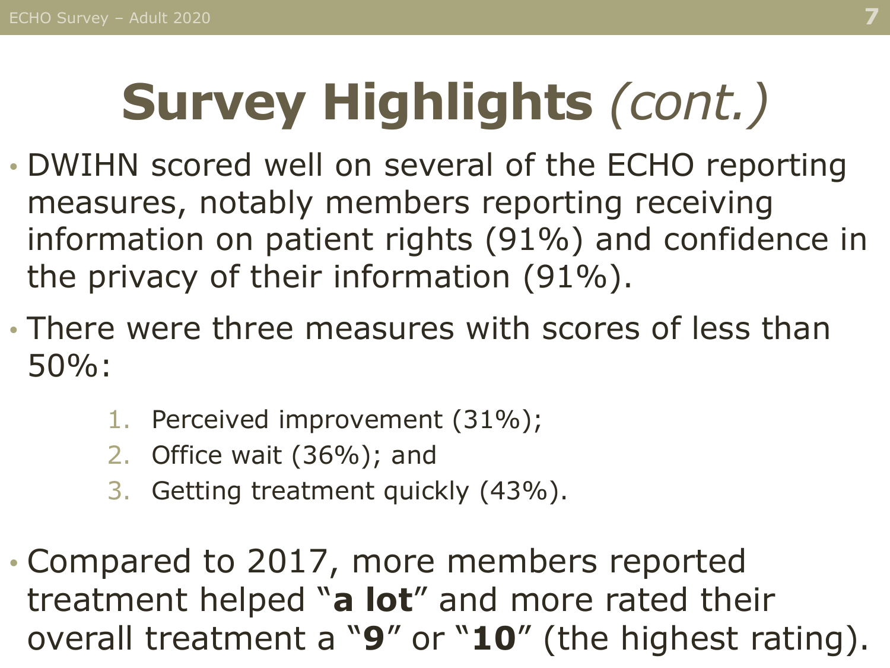# Survey Highlights *(cont.)*

- DWIHN scored well on several of the ECHO reporting measures, notably members reporting receiving information on patient rights (91%) and confidence in the privacy of their information (91%).
- There were three measures with scores of less than 50%:
  1. Perceived improvement (31%);
  2. Office wait (36%); and
  3. Getting treatment quickly (43%).
- Compared to 2017, more members reported treatment helped "**a lot**" and more rated their overall treatment a "**9**" or "**10**" (the highest rating).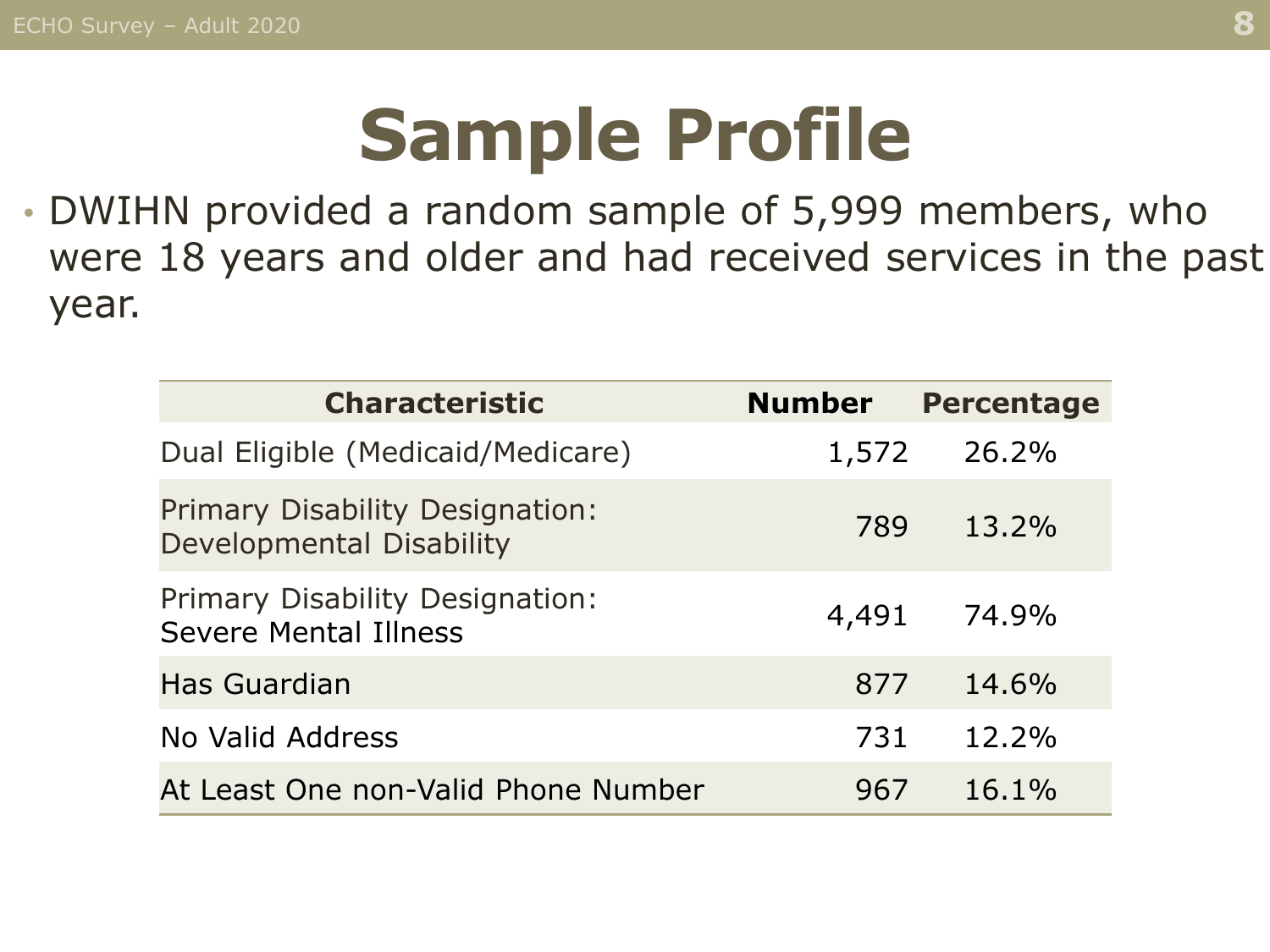# Sample Profile

- DWIHN provided a random sample of 5,999 members, who were 18 years and older and had received services in the past year.

| Characteristic | Number | Percentage |
|---|---|---|
| Dual Eligible (Medicaid/Medicare) | 1,572 | 26.2% |
| Primary Disability Designation: Developmental Disability | 789 | 13.2% |
| Primary Disability Designation: Severe Mental Illness | 4,491 | 74.9% |
| Has Guardian | 877 | 14.6% |
| No Valid Address | 731 | 12.2% |
| At Least One non-Valid Phone Number | 967 | 16.1% |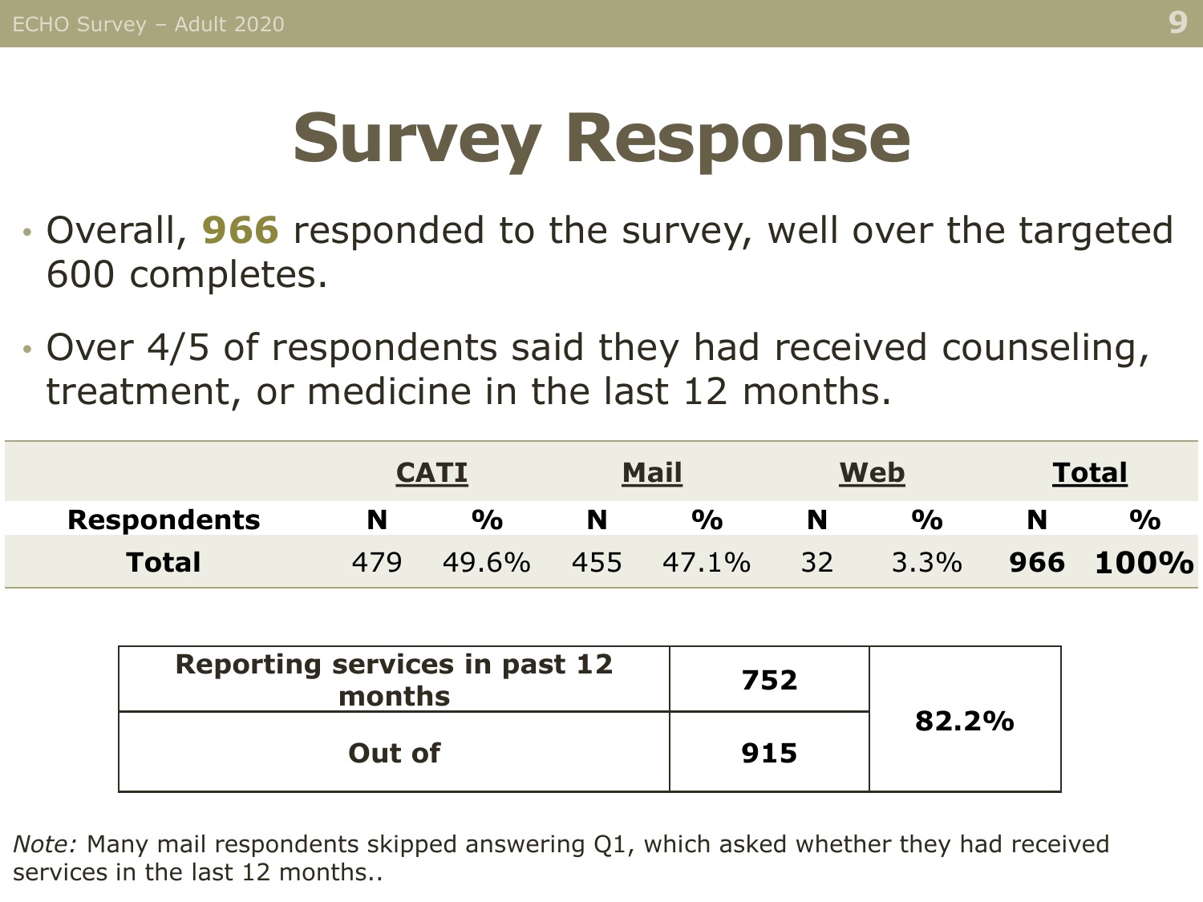# Survey Response

- Overall, **966** responded to the survey, well over the targeted 600 completes.
- Over 4/5 of respondents said they had received counseling, treatment, or medicine in the last 12 months.

| | CATI | | Mail | | Web | | Total | |
|---|---|---|---|---|---|---|---|---|
| **Respondents** | **N** | **%** | **N** | **%** | **N** | **%** | **N** | **%** |
| **Total** | 479 | 49.6% | 455 | 47.1% | 32 | 3.3% | **966** | **100%** |

| | | |
|---|---|---|
| **Reporting services in past 12 months** | **752** | **82.2%** |
| **Out of** | **915** | |

*Note:* Many mail respondents skipped answering Q1, which asked whether they had received services in the last 12 months..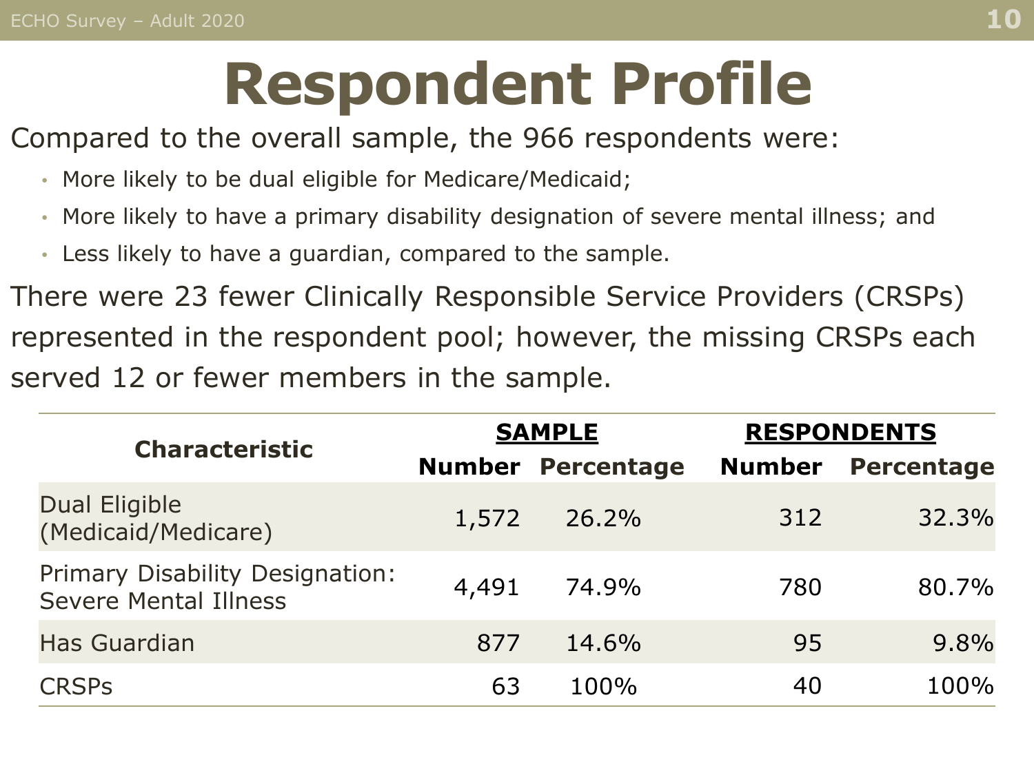# Respondent Profile

Compared to the overall sample, the 966 respondents were:

- More likely to be dual eligible for Medicare/Medicaid;
- More likely to have a primary disability designation of severe mental illness; and
- Less likely to have a guardian, compared to the sample.

There were 23 fewer Clinically Responsible Service Providers (CRSPs) represented in the respondent pool; however, the missing CRSPs each served 12 or fewer members in the sample.

| Characteristic | SAMPLE | | RESPONDENTS | |
|---|---|---|---|---|
| | **Number** | **Percentage** | **Number** | **Percentage** |
| Dual Eligible (Medicaid/Medicare) | 1,572 | 26.2% | 312 | 32.3% |
| Primary Disability Designation: Severe Mental Illness | 4,491 | 74.9% | 780 | 80.7% |
| Has Guardian | 877 | 14.6% | 95 | 9.8% |
| CRSPs | 63 | 100% | 40 | 100% |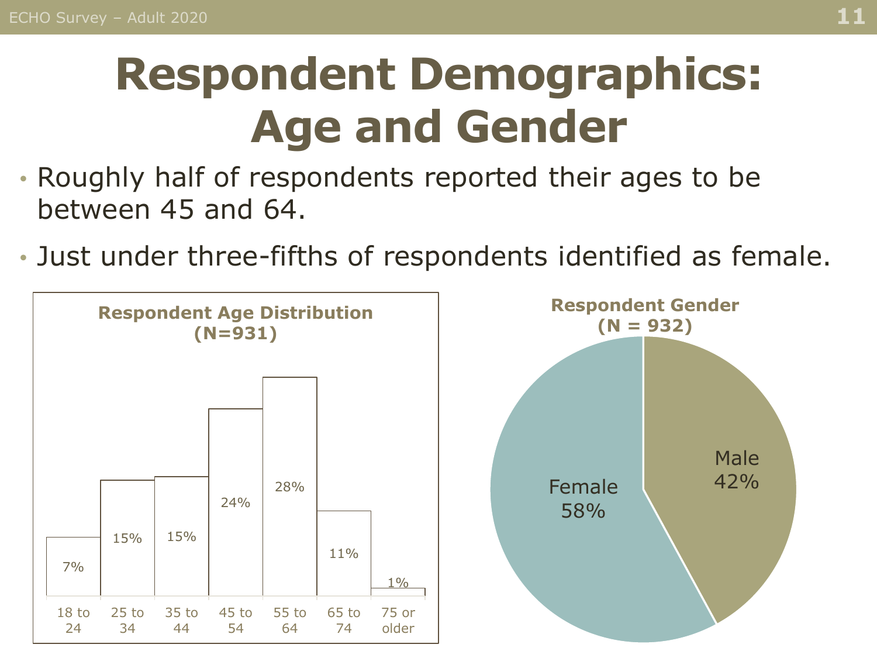# Respondent Demographics: Age and Gender

- Roughly half of respondents reported their ages to be between 45 and 64.
- Just under three-fifths of respondents identified as female.

**Respondent Age Distribution (N=931)**

| Age | Percent |
|---|---|
| 18 to 24 | 7% |
| 25 to 34 | 15% |
| 35 to 44 | 15% |
| 45 to 54 | 24% |
| 55 to 64 | 28% |
| 65 to 74 | 11% |
| 75 or older | 1% |

**Respondent Gender (N = 932)**

| Gender | Percent |
|---|---|
| Female | 58% |
| Male | 42% |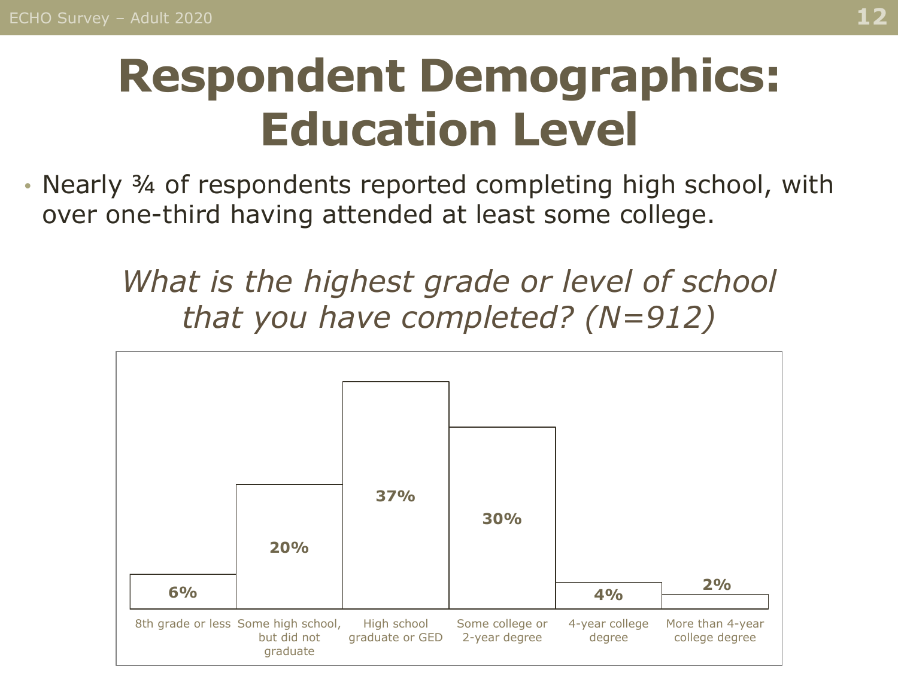# Respondent Demographics: Education Level

- Nearly ¾ of respondents reported completing high school, with over one-third having attended at least some college.

*What is the highest grade or level of school that you have completed? (N=912)*

| Education level | Percent |
|---|---|
| 8th grade or less | 6% |
| Some high school, but did not graduate | 20% |
| High school graduate or GED | 37% |
| Some college or 2-year degree | 30% |
| 4-year college degree | 4% |
| More than 4-year college degree | 2% |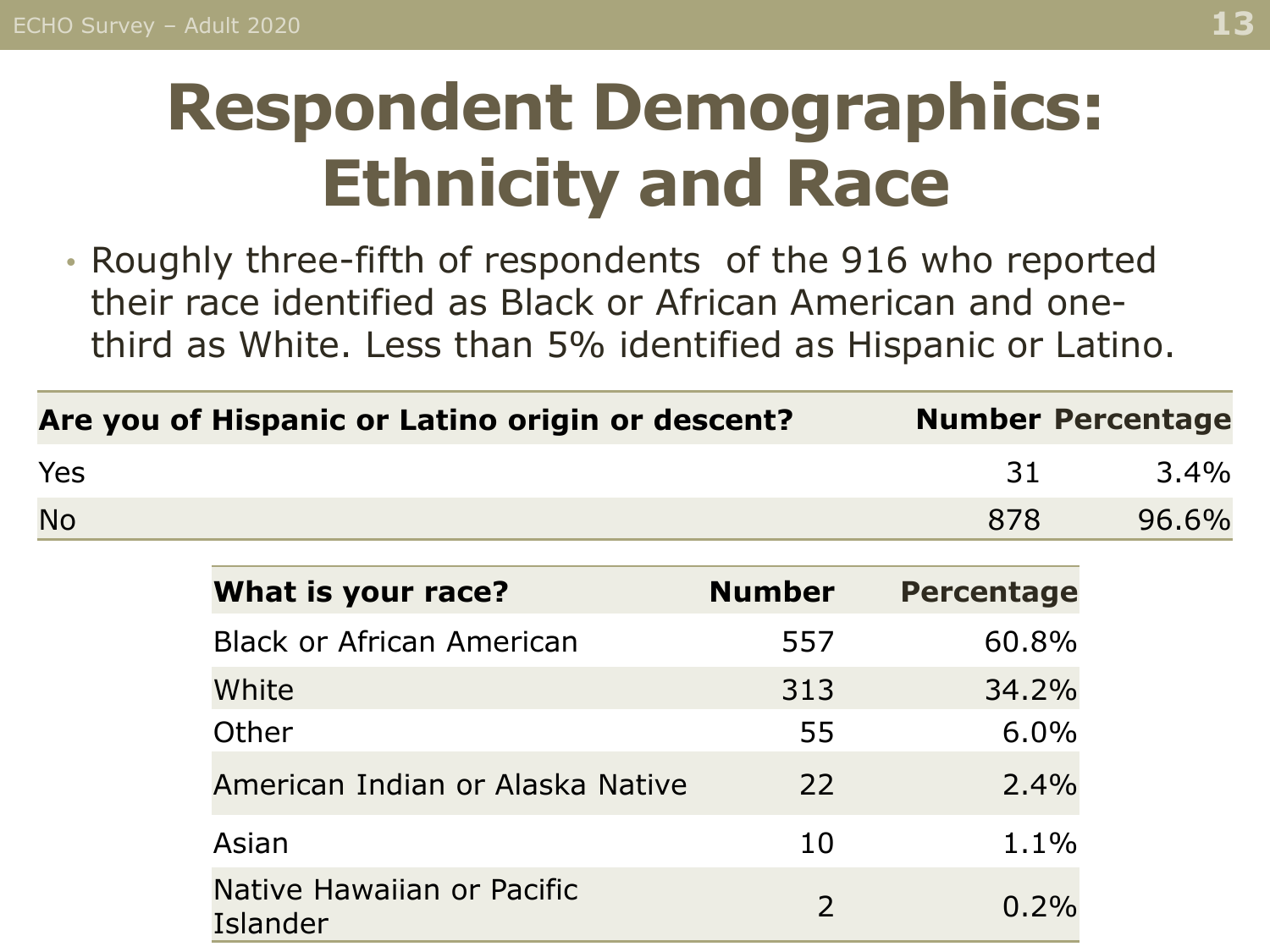# Respondent Demographics: Ethnicity and Race

- Roughly three-fifth of respondents  of the 916 who reported their race identified as Black or African American and one-third as White. Less than 5% identified as Hispanic or Latino.

| Are you of Hispanic or Latino origin or descent? | Number | Percentage |
|---|---|---|
| Yes | 31 | 3.4% |
| No | 878 | 96.6% |

| What is your race? | Number | Percentage |
|---|---|---|
| Black or African American | 557 | 60.8% |
| White | 313 | 34.2% |
| Other | 55 | 6.0% |
| American Indian or Alaska Native | 22 | 2.4% |
| Asian | 10 | 1.1% |
| Native Hawaiian or Pacific Islander | 2 | 0.2% |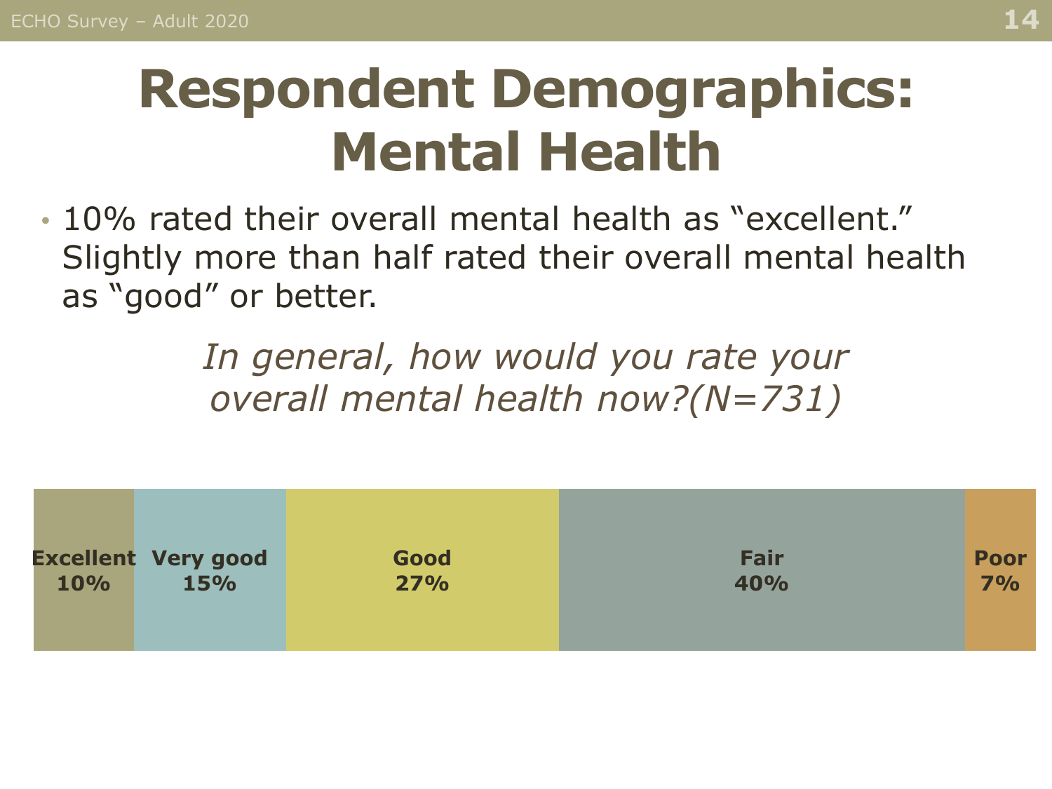# Respondent Demographics: Mental Health

- 10% rated their overall mental health as "excellent." Slightly more than half rated their overall mental health as "good" or better.

*In general, how would you rate your overall mental health now?(N=731)*

| Excellent | Very good | Good | Fair | Poor |
|---|---|---|---|---|
| 10% | 15% | 27% | 40% | 7% |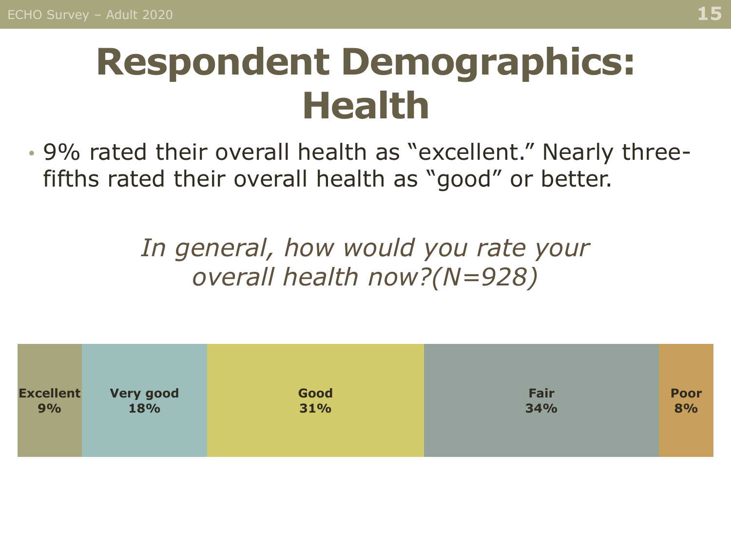# Respondent Demographics: Health

- 9% rated their overall health as "excellent." Nearly three-fifths rated their overall health as "good" or better.

*In general, how would you rate your overall health now?(N=928)*

| Excellent | Very good | Good | Fair | Poor |
|---|---|---|---|---|
| 9% | 18% | 31% | 34% | 8% |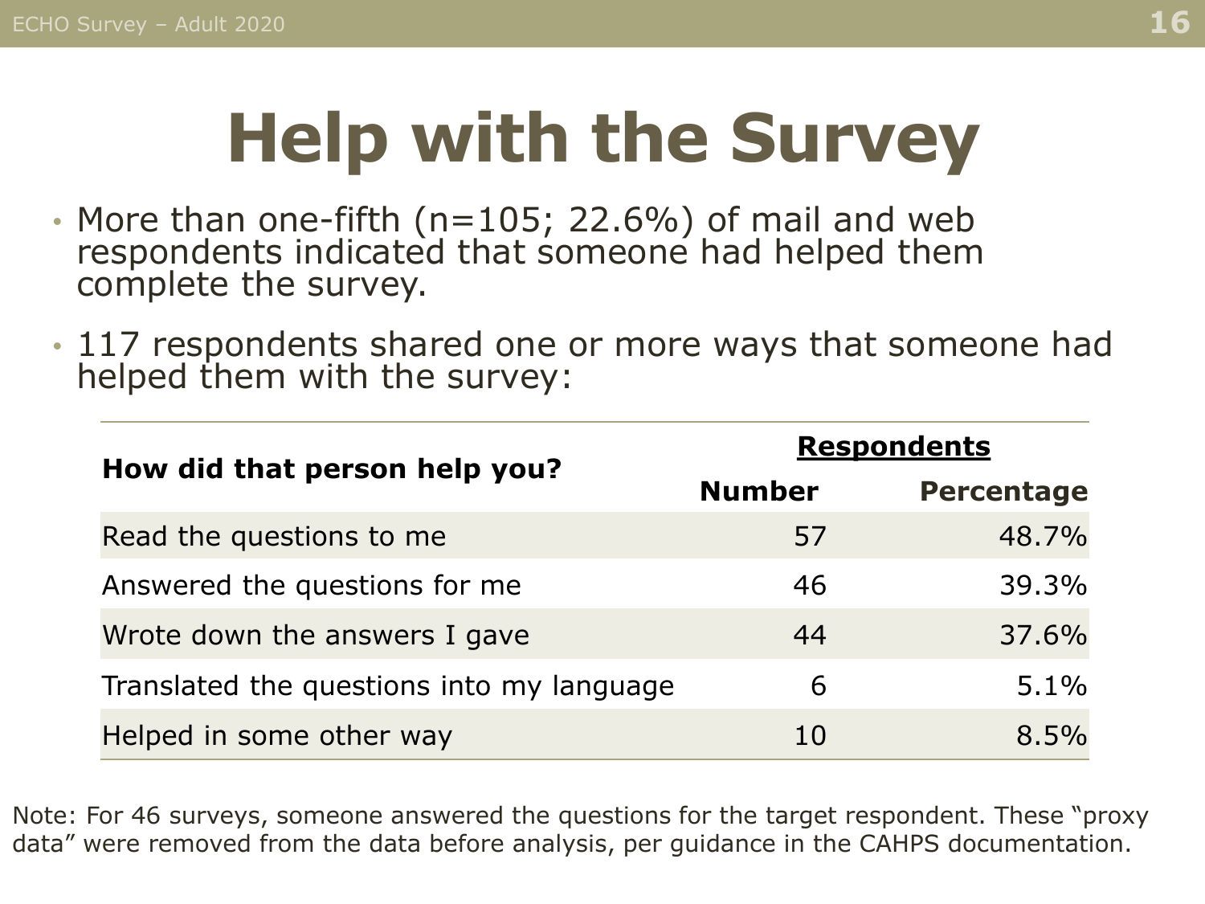# Help with the Survey

- More than one-fifth (n=105; 22.6%) of mail and web respondents indicated that someone had helped them complete the survey.
- 117 respondents shared one or more ways that someone had helped them with the survey:

| How did that person help you? | Respondents | |
|---|---|---|
| | **Number** | **Percentage** |
| Read the questions to me | 57 | 48.7% |
| Answered the questions for me | 46 | 39.3% |
| Wrote down the answers I gave | 44 | 37.6% |
| Translated the questions into my language | 6 | 5.1% |
| Helped in some other way | 10 | 8.5% |

Note: For 46 surveys, someone answered the questions for the target respondent. These "proxy data" were removed from the data before analysis, per guidance in the CAHPS documentation.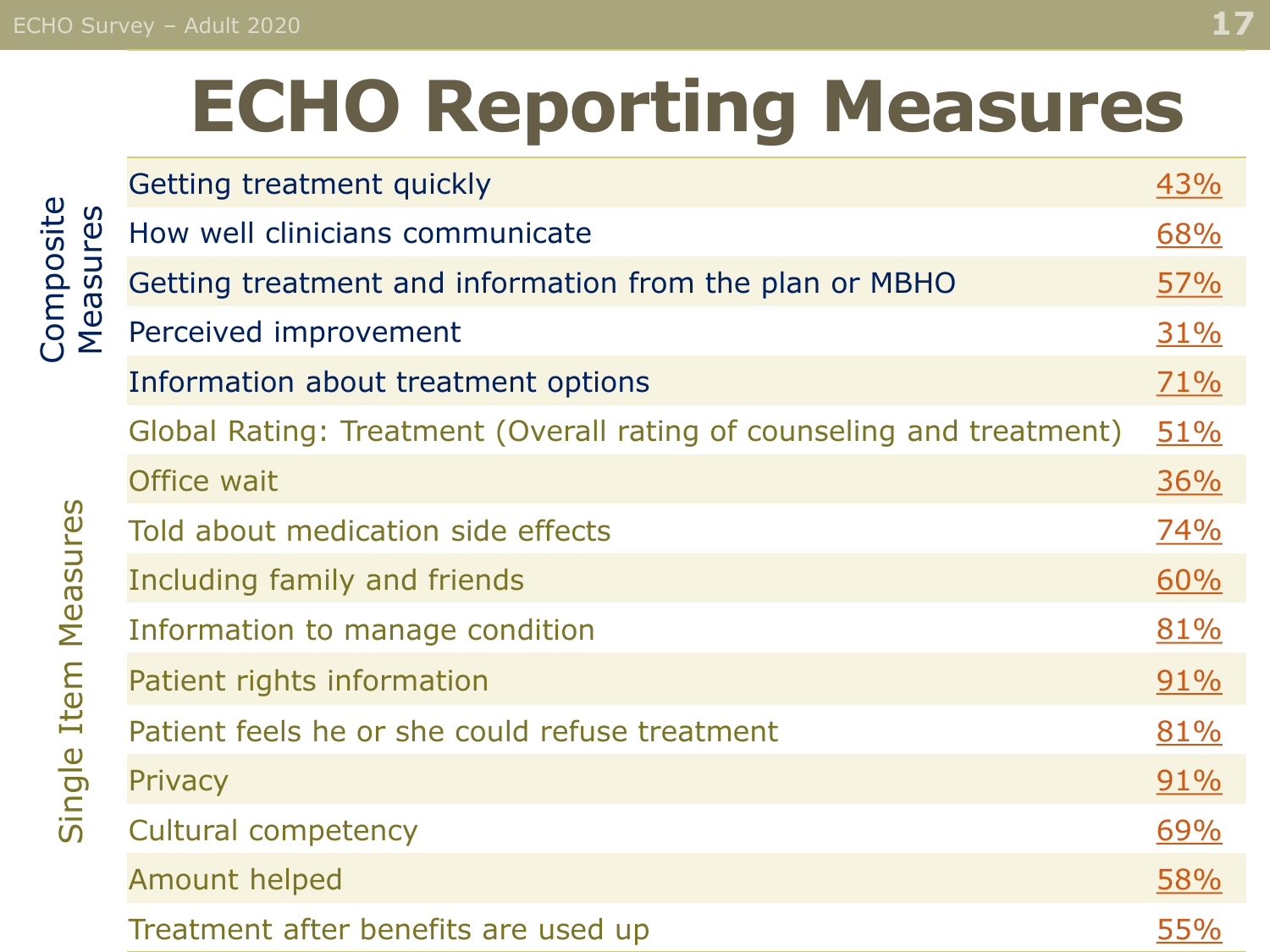# ECHO Reporting Measures

| | Measure | |
|---|---|---|
| Composite Measures | Getting treatment quickly | 43% |
| | How well clinicians communicate | 68% |
| | Getting treatment and information from the plan or MBHO | 57% |
| | Perceived improvement | 31% |
| | Information about treatment options | 71% |
| Single Item Measures | Global Rating: Treatment (Overall rating of counseling and treatment) | 51% |
| | Office wait | 36% |
| | Told about medication side effects | 74% |
| | Including family and friends | 60% |
| | Information to manage condition | 81% |
| | Patient rights information | 91% |
| | Patient feels he or she could refuse treatment | 81% |
| | Privacy | 91% |
| | Cultural competency | 69% |
| | Amount helped | 58% |
| | Treatment after benefits are used up | 55% |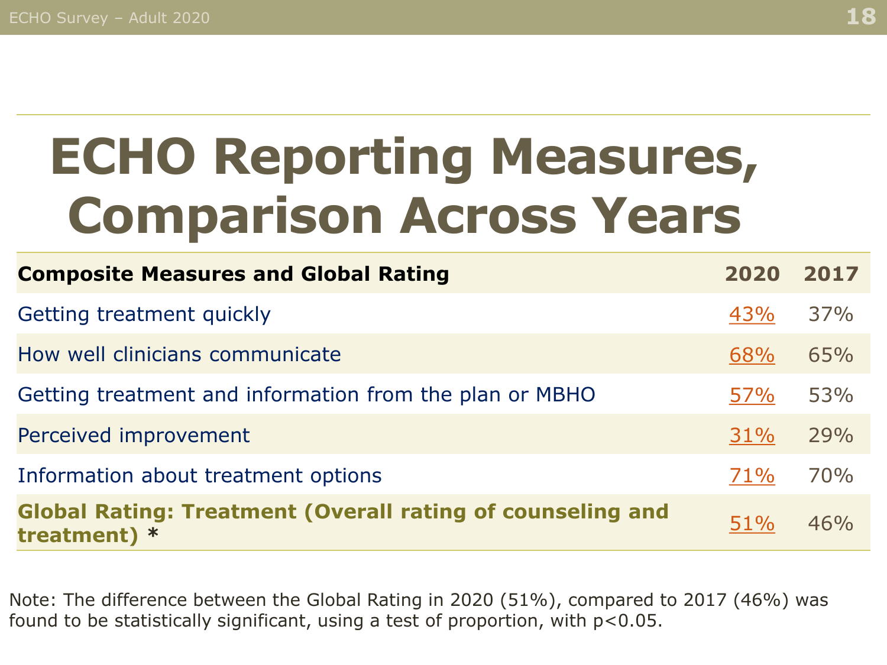# ECHO Reporting Measures, Comparison Across Years

| Composite Measures and Global Rating | 2020 | 2017 |
|---|---|---|
| Getting treatment quickly | 43% | 37% |
| How well clinicians communicate | 68% | 65% |
| Getting treatment and information from the plan or MBHO | 57% | 53% |
| Perceived improvement | 31% | 29% |
| Information about treatment options | 71% | 70% |
| **Global Rating: Treatment (Overall rating of counseling and treatment)** * | 51% | 46% |

Note: The difference between the Global Rating in 2020 (51%), compared to 2017 (46%) was found to be statistically significant, using a test of proportion, with $p<0.05$.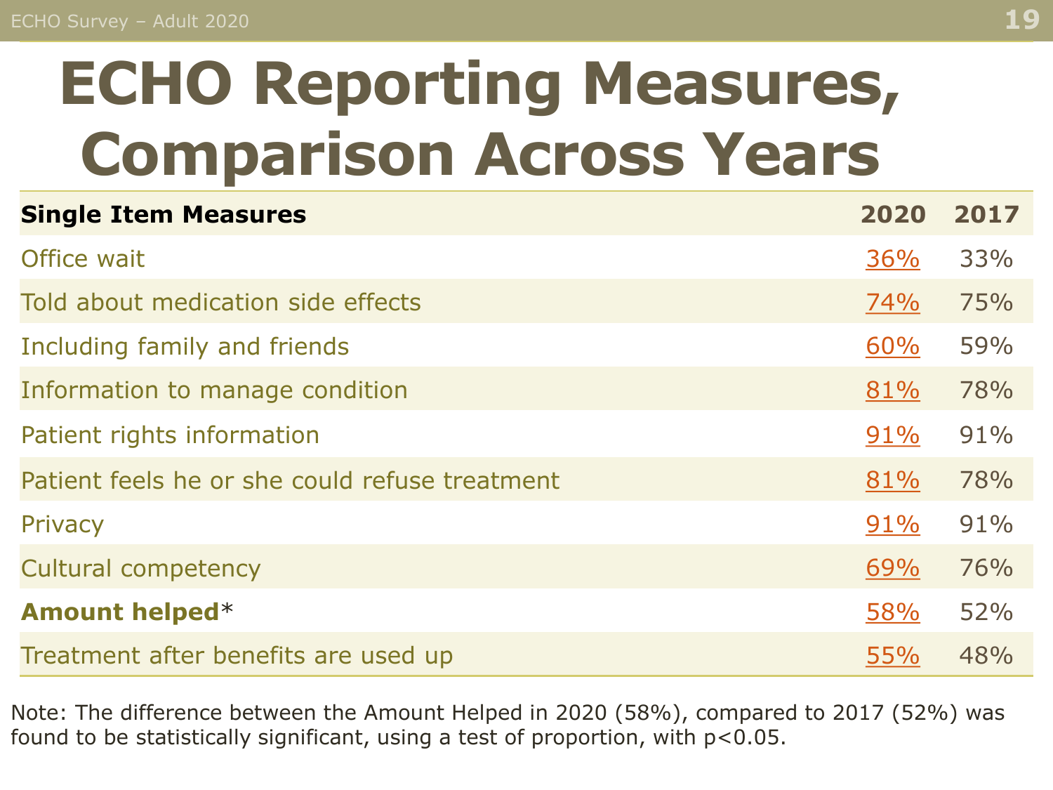# ECHO Reporting Measures, Comparison Across Years

| Single Item Measures | 2020 | 2017 |
| --- | --- | --- |
| Office wait | 36% | 33% |
| Told about medication side effects | 74% | 75% |
| Including family and friends | 60% | 59% |
| Information to manage condition | 81% | 78% |
| Patient rights information | 91% | 91% |
| Patient feels he or she could refuse treatment | 81% | 78% |
| Privacy | 91% | 91% |
| Cultural competency | 69% | 76% |
| **Amount helped*** | 58% | 52% |
| Treatment after benefits are used up | 55% | 48% |

Note: The difference between the Amount Helped in 2020 (58%), compared to 2017 (52%) was found to be statistically significant, using a test of proportion, with $p<0.05$.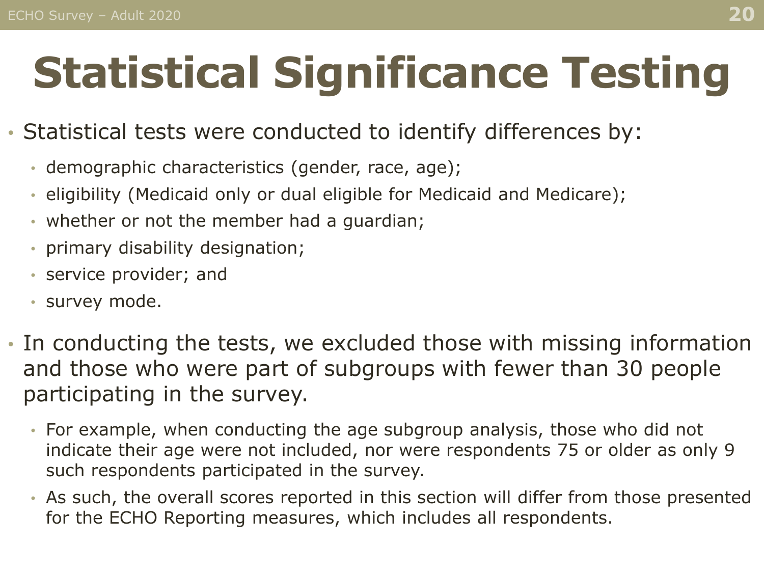# Statistical Significance Testing

- Statistical tests were conducted to identify differences by:
  - demographic characteristics (gender, race, age);
  - eligibility (Medicaid only or dual eligible for Medicaid and Medicare);
  - whether or not the member had a guardian;
  - primary disability designation;
  - service provider; and
  - survey mode.
- In conducting the tests, we excluded those with missing information and those who were part of subgroups with fewer than 30 people participating in the survey.
  - For example, when conducting the age subgroup analysis, those who did not indicate their age were not included, nor were respondents 75 or older as only 9 such respondents participated in the survey.
  - As such, the overall scores reported in this section will differ from those presented for the ECHO Reporting measures, which includes all respondents.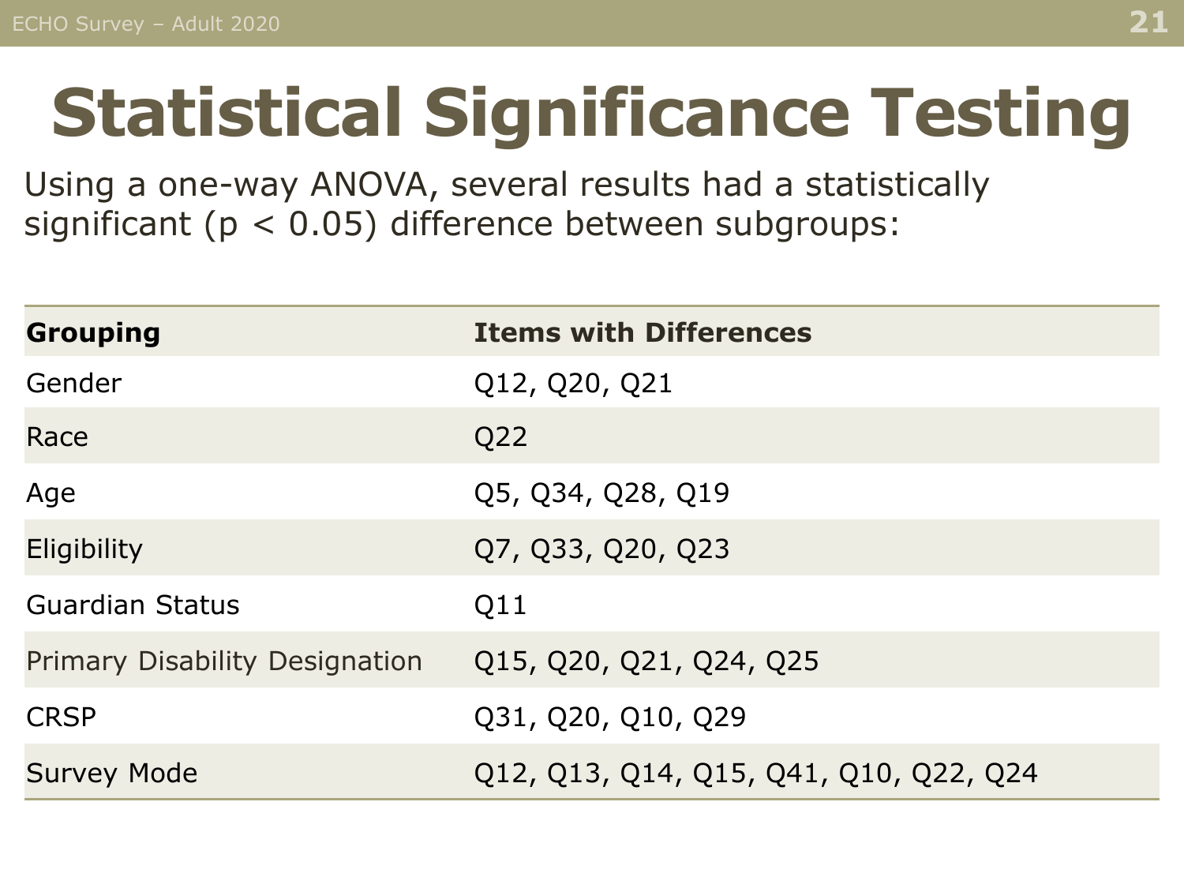# Statistical Significance Testing

Using a one-way ANOVA, several results had a statistically significant ($p < 0.05$) difference between subgroups:

| Grouping | Items with Differences |
|---|---|
| Gender | Q12, Q20, Q21 |
| Race | Q22 |
| Age | Q5, Q34, Q28, Q19 |
| Eligibility | Q7, Q33, Q20, Q23 |
| Guardian Status | Q11 |
| Primary Disability Designation | Q15, Q20, Q21, Q24, Q25 |
| CRSP | Q31, Q20, Q10, Q29 |
| Survey Mode | Q12, Q13, Q14, Q15, Q41, Q10, Q22, Q24 |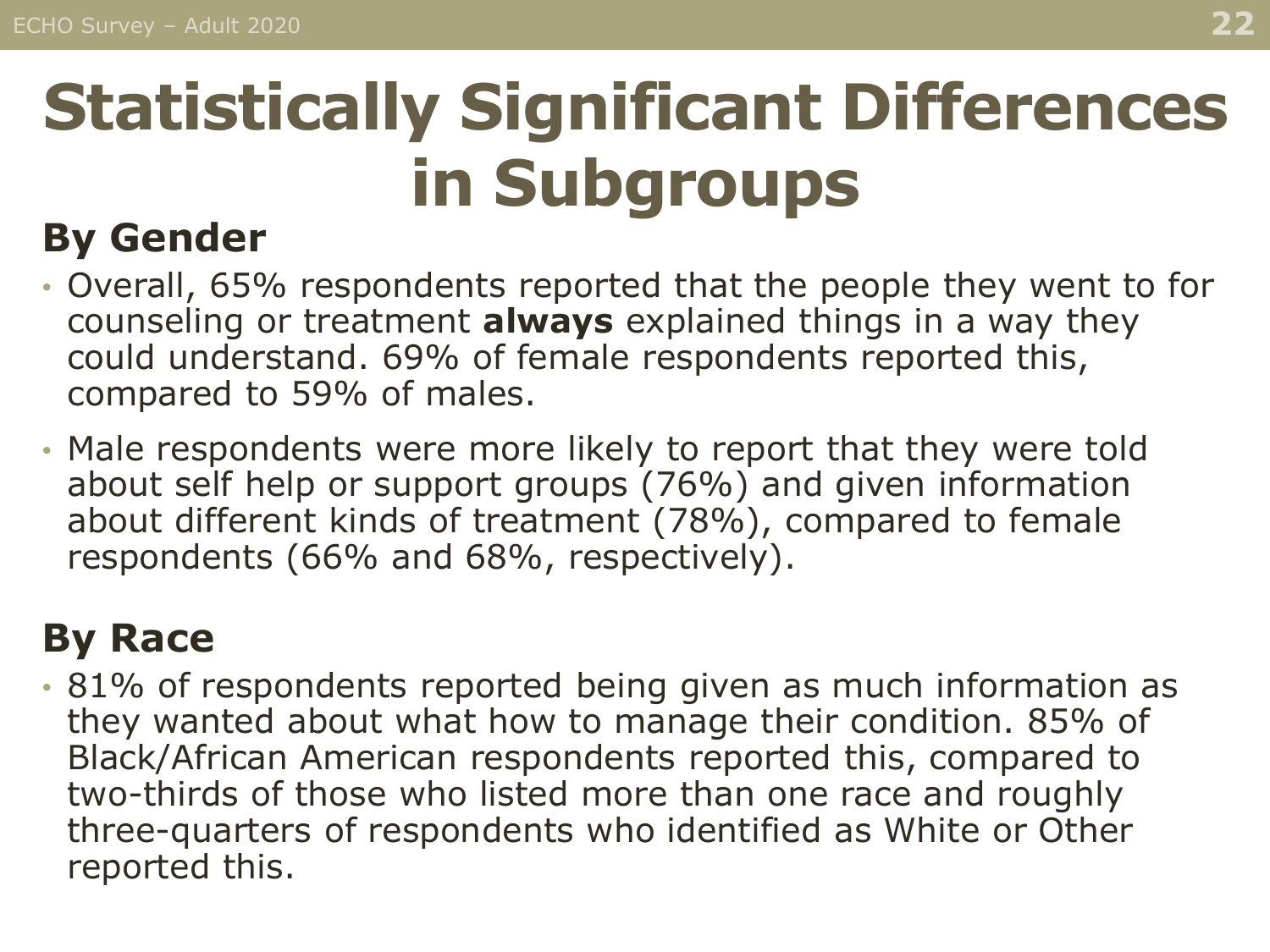# Statistically Significant Differences in Subgroups

## By Gender

- Overall, 65% respondents reported that the people they went to for counseling or treatment **always** explained things in a way they could understand. 69% of female respondents reported this, compared to 59% of males.
- Male respondents were more likely to report that they were told about self help or support groups (76%) and given information about different kinds of treatment (78%), compared to female respondents (66% and 68%, respectively).

## By Race

- 81% of respondents reported being given as much information as they wanted about what how to manage their condition. 85% of Black/African American respondents reported this, compared to two-thirds of those who listed more than one race and roughly three-quarters of respondents who identified as White or Other reported this.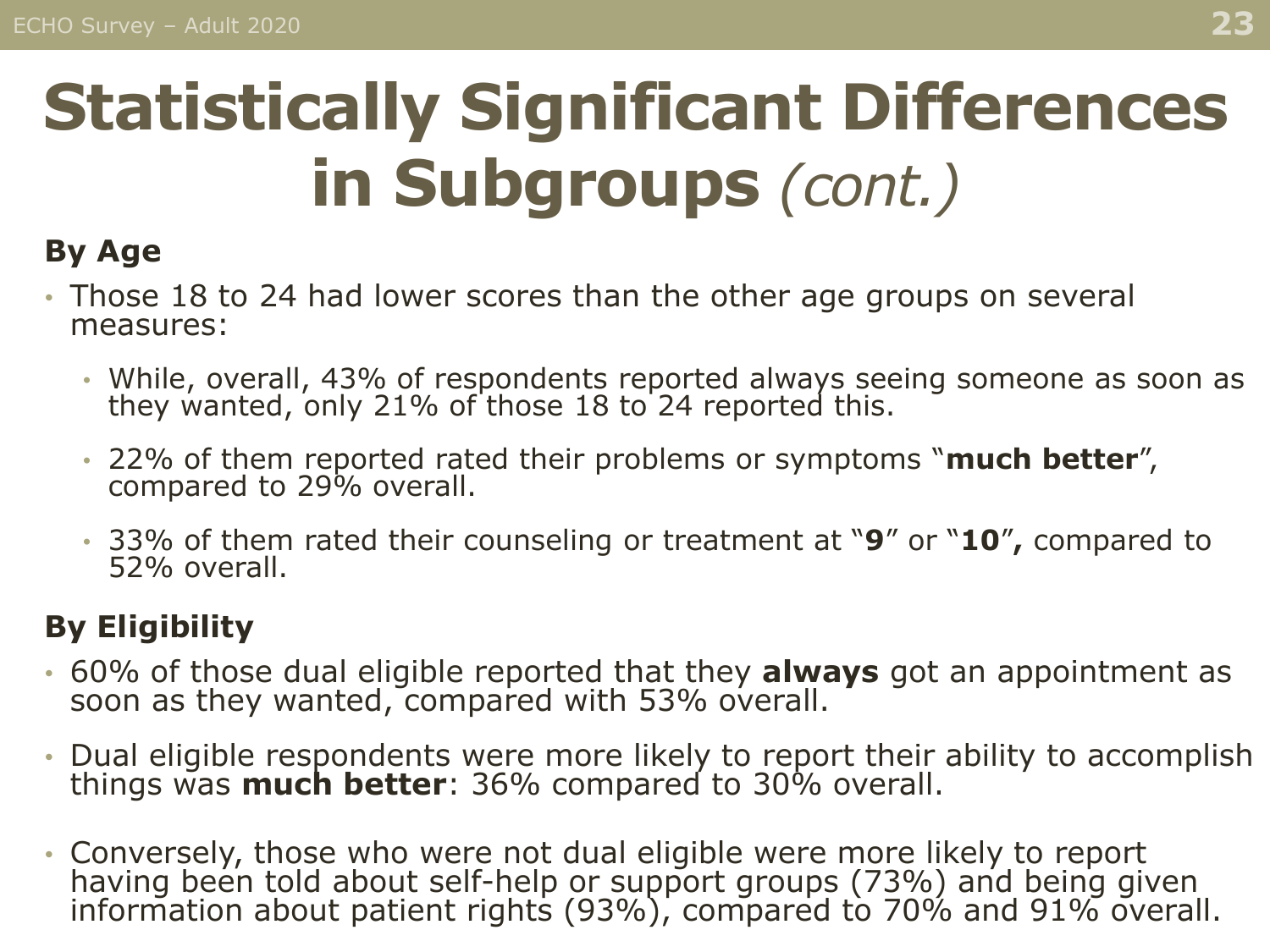# Statistically Significant Differences in Subgroups *(cont.)*

**By Age**

- Those 18 to 24 had lower scores than the other age groups on several measures:
  - While, overall, 43% of respondents reported always seeing someone as soon as they wanted, only 21% of those 18 to 24 reported this.
  - 22% of them reported rated their problems or symptoms "**much better**", compared to 29% overall.
  - 33% of them rated their counseling or treatment at "**9**" or "**10**"**,** compared to 52% overall.

**By Eligibility**

- 60% of those dual eligible reported that they **always** got an appointment as soon as they wanted, compared with 53% overall.
- Dual eligible respondents were more likely to report their ability to accomplish things was **much better**: 36% compared to 30% overall.
- Conversely, those who were not dual eligible were more likely to report having been told about self-help or support groups (73%) and being given information about patient rights (93%), compared to 70% and 91% overall.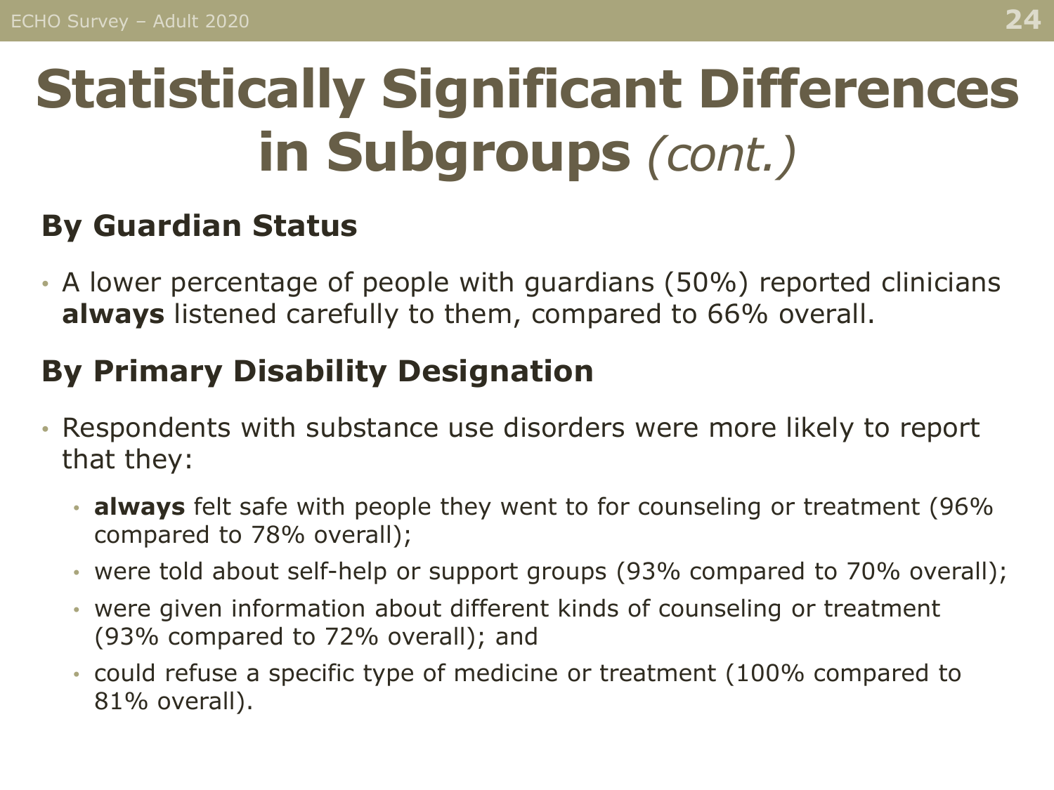# Statistically Significant Differences in Subgroups *(cont.)*

## By Guardian Status

- A lower percentage of people with guardians (50%) reported clinicians **always** listened carefully to them, compared to 66% overall.

## By Primary Disability Designation

- Respondents with substance use disorders were more likely to report that they:
  - **always** felt safe with people they went to for counseling or treatment (96% compared to 78% overall);
  - were told about self-help or support groups (93% compared to 70% overall);
  - were given information about different kinds of counseling or treatment (93% compared to 72% overall); and
  - could refuse a specific type of medicine or treatment (100% compared to 81% overall).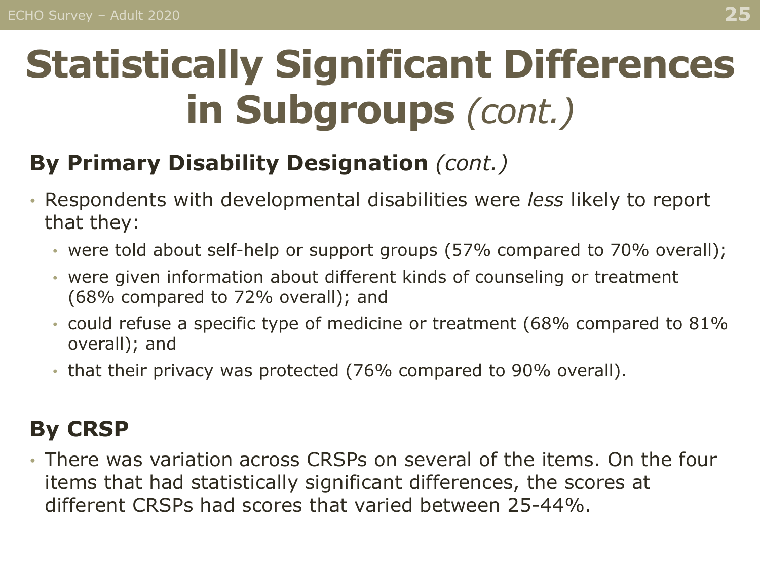# Statistically Significant Differences in Subgroups *(cont.)*

## By Primary Disability Designation *(cont.)*

- Respondents with developmental disabilities were *less* likely to report that they:
  - were told about self-help or support groups (57% compared to 70% overall);
  - were given information about different kinds of counseling or treatment (68% compared to 72% overall); and
  - could refuse a specific type of medicine or treatment (68% compared to 81% overall); and
  - that their privacy was protected (76% compared to 90% overall).

## By CRSP

- There was variation across CRSPs on several of the items. On the four items that had statistically significant differences, the scores at different CRSPs had scores that varied between 25-44%.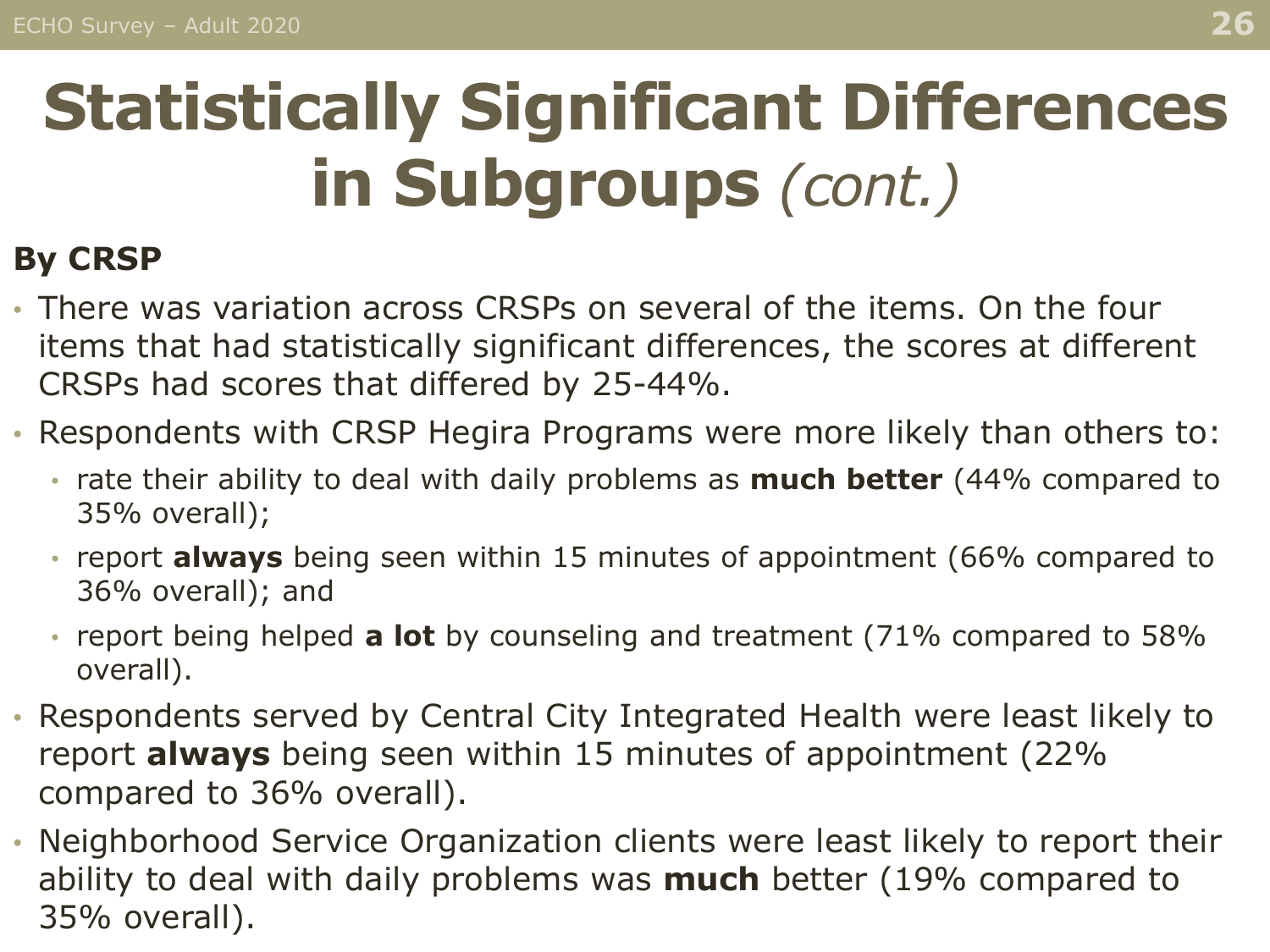# Statistically Significant Differences in Subgroups *(cont.)*

**By CRSP**

- There was variation across CRSPs on several of the items. On the four items that had statistically significant differences, the scores at different CRSPs had scores that differed by 25-44%.
- Respondents with CRSP Hegira Programs were more likely than others to:
  - rate their ability to deal with daily problems as **much better** (44% compared to 35% overall);
  - report **always** being seen within 15 minutes of appointment (66% compared to 36% overall); and
  - report being helped **a lot** by counseling and treatment (71% compared to 58% overall).
- Respondents served by Central City Integrated Health were least likely to report **always** being seen within 15 minutes of appointment (22% compared to 36% overall).
- Neighborhood Service Organization clients were least likely to report their ability to deal with daily problems was **much** better (19% compared to 35% overall).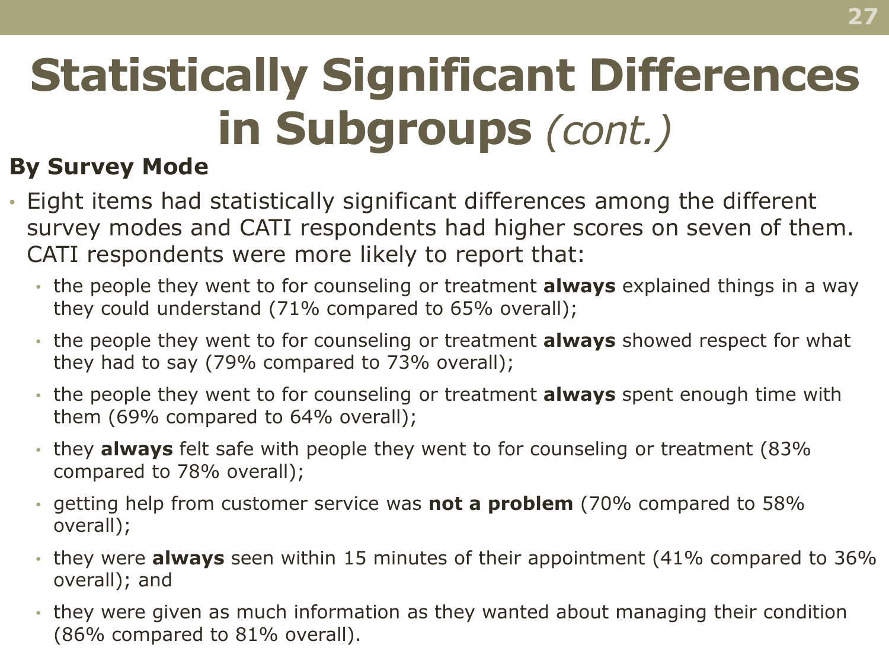# Statistically Significant Differences in Subgroups *(cont.)*

## By Survey Mode

- Eight items had statistically significant differences among the different survey modes and CATI respondents had higher scores on seven of them. CATI respondents were more likely to report that:
  - the people they went to for counseling or treatment **always** explained things in a way they could understand (71% compared to 65% overall);
  - the people they went to for counseling or treatment **always** showed respect for what they had to say (79% compared to 73% overall);
  - the people they went to for counseling or treatment **always** spent enough time with them (69% compared to 64% overall);
  - they **always** felt safe with people they went to for counseling or treatment (83% compared to 78% overall);
  - getting help from customer service was **not a problem** (70% compared to 58% overall);
  - they were **always** seen within 15 minutes of their appointment (41% compared to 36% overall); and
  - they were given as much information as they wanted about managing their condition (86% compared to 81% overall).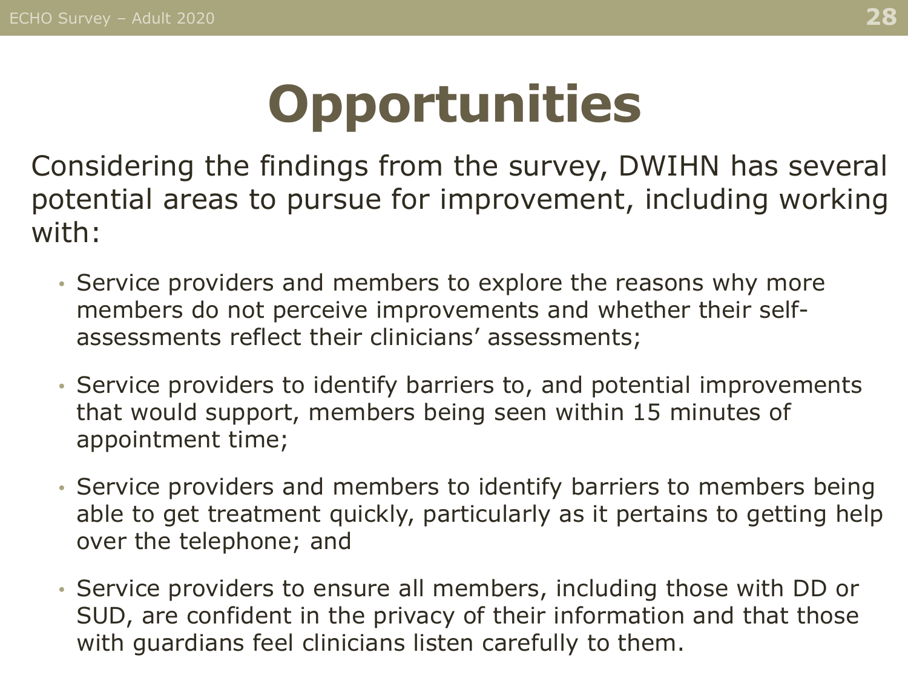# Opportunities

Considering the findings from the survey, DWIHN has several potential areas to pursue for improvement, including working with:

- Service providers and members to explore the reasons why more members do not perceive improvements and whether their self-assessments reflect their clinicians' assessments;
- Service providers to identify barriers to, and potential improvements that would support, members being seen within 15 minutes of appointment time;
- Service providers and members to identify barriers to members being able to get treatment quickly, particularly as it pertains to getting help over the telephone; and
- Service providers to ensure all members, including those with DD or SUD, are confident in the privacy of their information and that those with guardians feel clinicians listen carefully to them.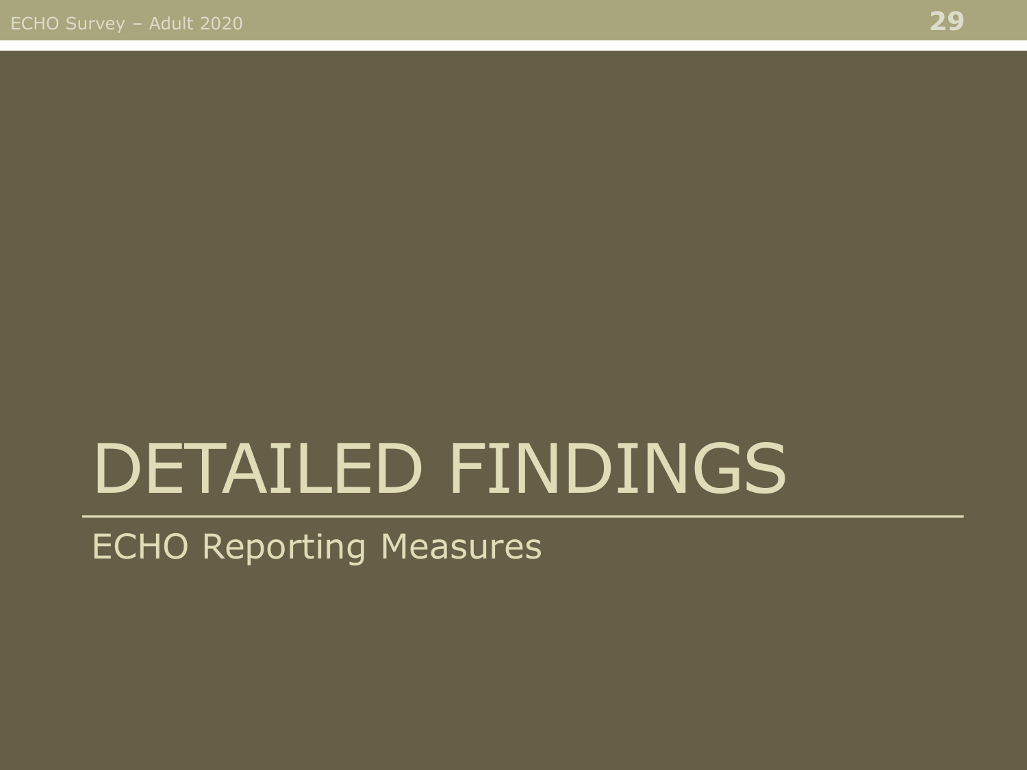# DETAILED FINDINGS

ECHO Reporting Measures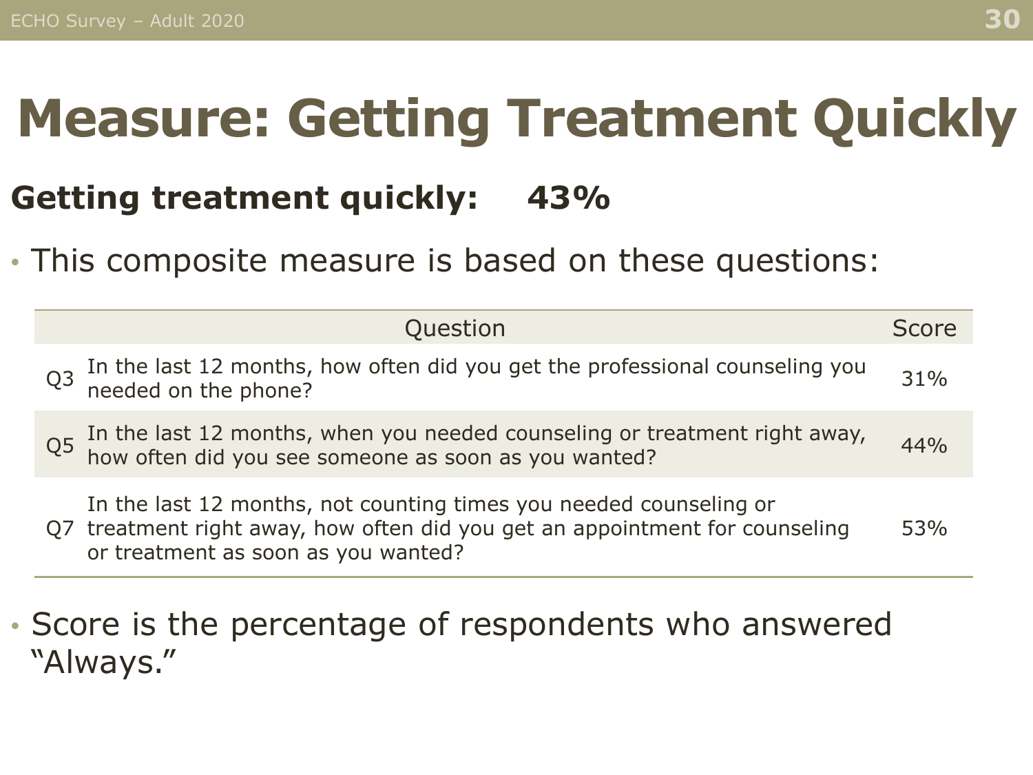# Measure: Getting Treatment Quickly

**Getting treatment quickly: 43%**

- This composite measure is based on these questions:

| | Question | Score |
|---|---|---|
| Q3 | In the last 12 months, how often did you get the professional counseling you needed on the phone? | 31% |
| Q5 | In the last 12 months, when you needed counseling or treatment right away, how often did you see someone as soon as you wanted? | 44% |
| Q7 | In the last 12 months, not counting times you needed counseling or treatment right away, how often did you get an appointment for counseling or treatment as soon as you wanted? | 53% |

- Score is the percentage of respondents who answered "Always."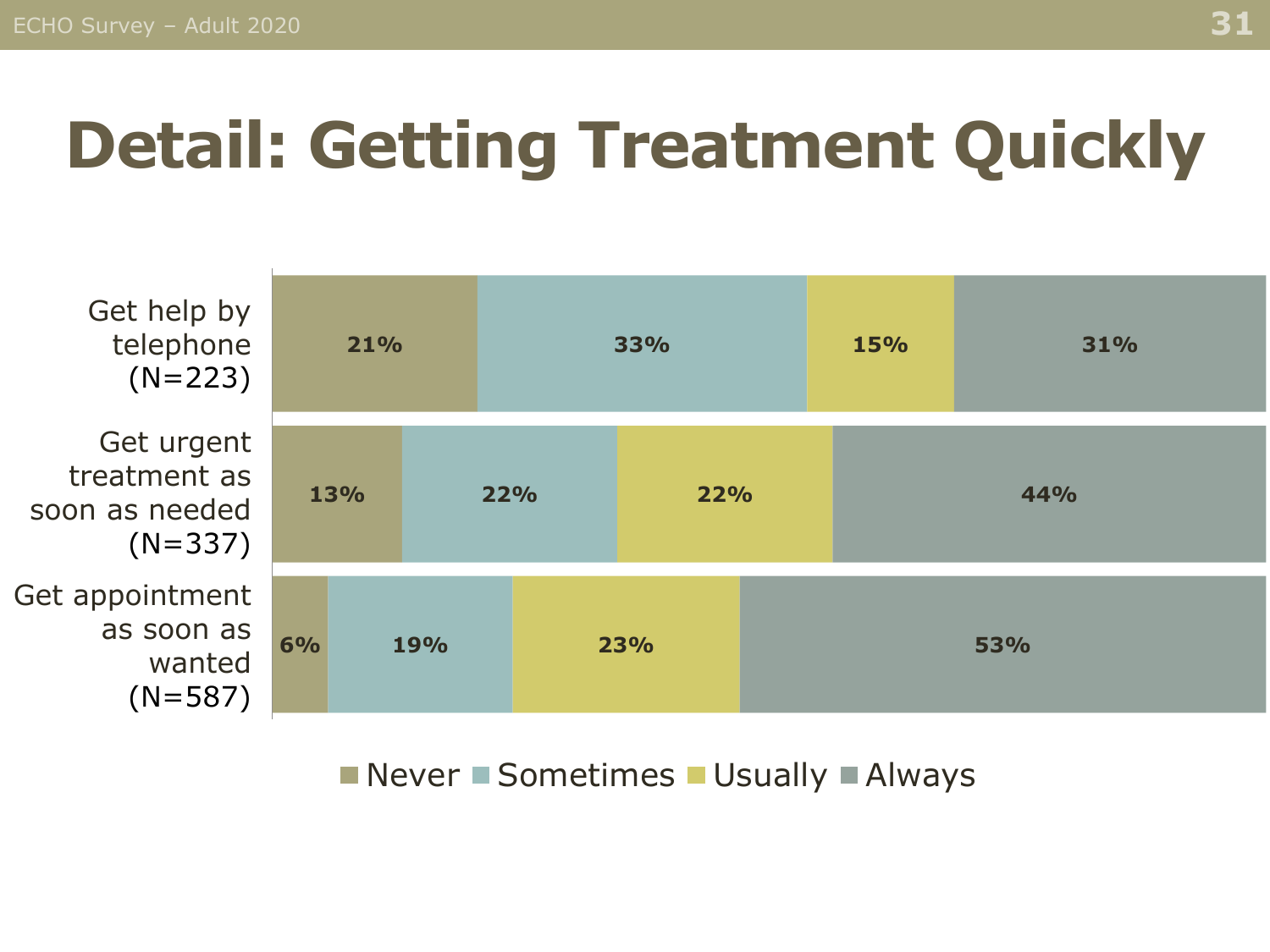# Detail: Getting Treatment Quickly

| | Never | Sometimes | Usually | Always |
|---|---|---|---|---|
| Get help by telephone (N=223) | 21% | 33% | 15% | 31% |
| Get urgent treatment as soon as needed (N=337) | 13% | 22% | 22% | 44% |
| Get appointment as soon as wanted (N=587) | 6% | 19% | 23% | 53% |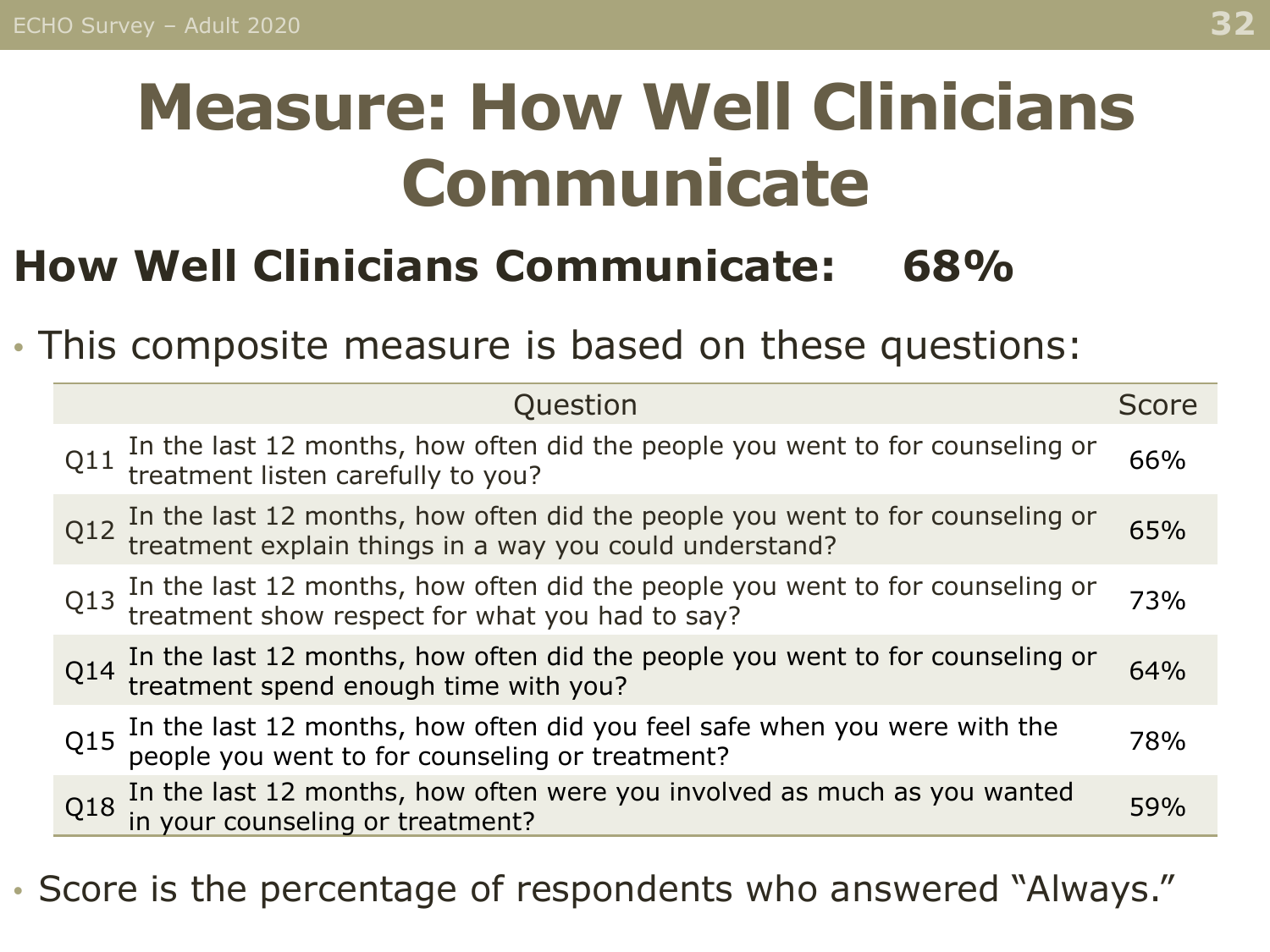# Measure: How Well Clinicians Communicate

**How Well Clinicians Communicate: 68%**

- This composite measure is based on these questions:

| | Question | Score |
|---|---|---|
| Q11 | In the last 12 months, how often did the people you went to for counseling or treatment listen carefully to you? | 66% |
| Q12 | In the last 12 months, how often did the people you went to for counseling or treatment explain things in a way you could understand? | 65% |
| Q13 | In the last 12 months, how often did the people you went to for counseling or treatment show respect for what you had to say? | 73% |
| Q14 | In the last 12 months, how often did the people you went to for counseling or treatment spend enough time with you? | 64% |
| Q15 | In the last 12 months, how often did you feel safe when you were with the people you went to for counseling or treatment? | 78% |
| Q18 | In the last 12 months, how often were you involved as much as you wanted in your counseling or treatment? | 59% |

- Score is the percentage of respondents who answered "Always."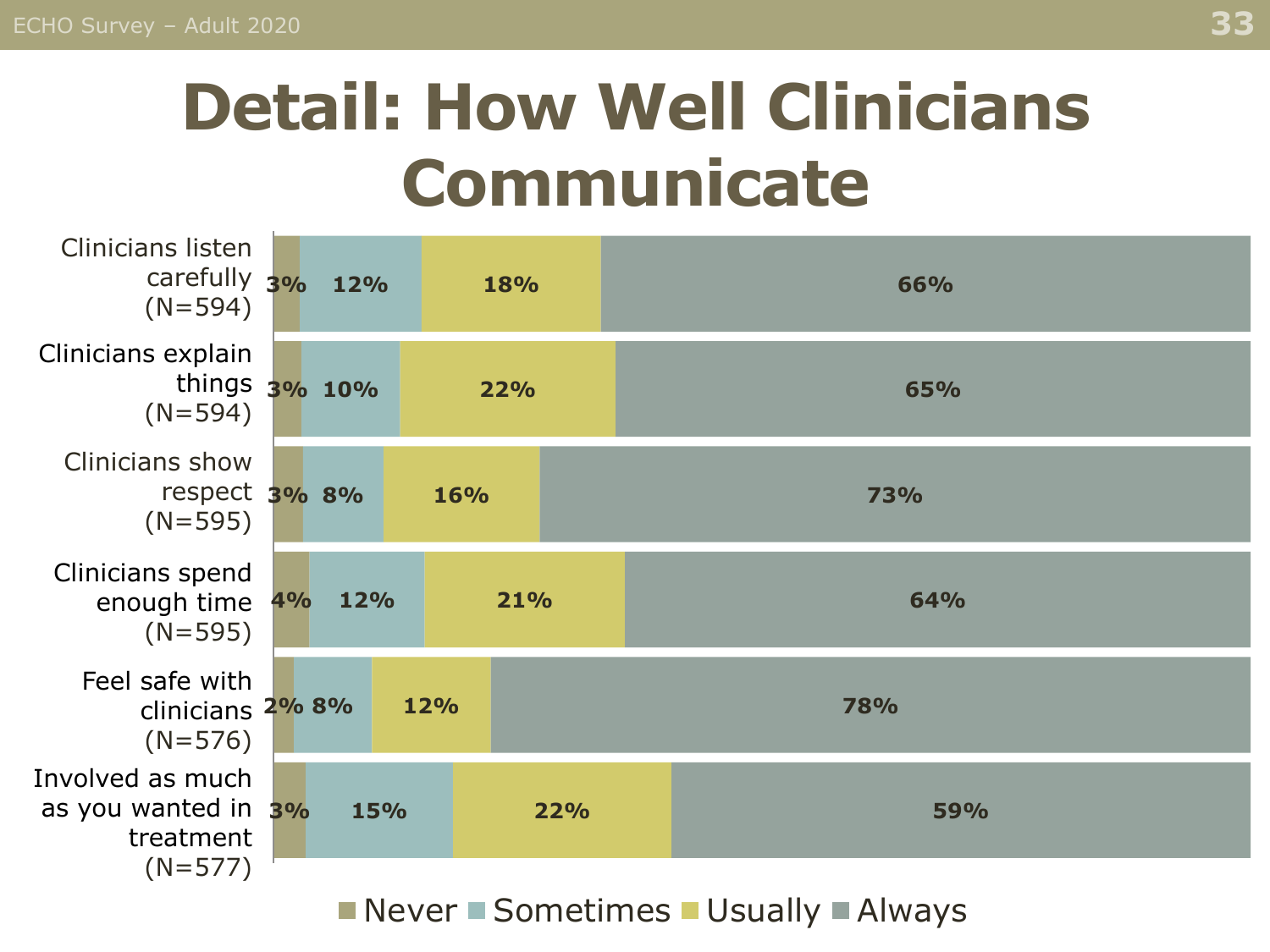# Detail: How Well Clinicians Communicate

| | Never | Sometimes | Usually | Always |
|---|---|---|---|---|
| Clinicians listen carefully (N=594) | 3% | 12% | 18% | 66% |
| Clinicians explain things (N=594) | 3% | 10% | 22% | 65% |
| Clinicians show respect (N=595) | 3% | 8% | 16% | 73% |
| Clinicians spend enough time (N=595) | 4% | 12% | 21% | 64% |
| Feel safe with clinicians (N=576) | 2% | 8% | 12% | 78% |
| Involved as much as you wanted in treatment (N=577) | 3% | 15% | 22% | 59% |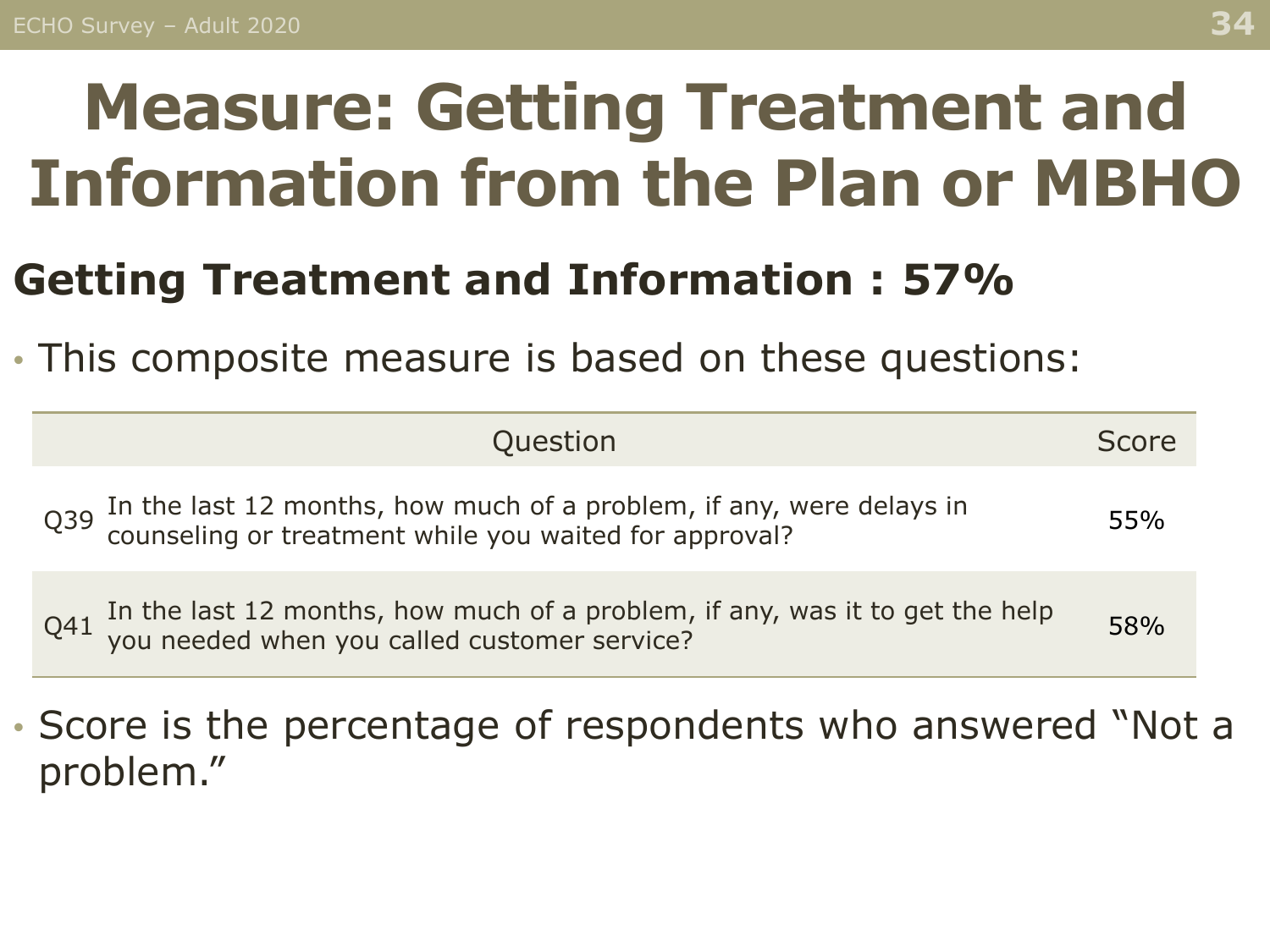# Measure: Getting Treatment and Information from the Plan or MBHO

## Getting Treatment and Information : 57%

- This composite measure is based on these questions:

| | Question | Score |
|---|---|---|
| Q39 | In the last 12 months, how much of a problem, if any, were delays in counseling or treatment while you waited for approval? | 55% |
| Q41 | In the last 12 months, how much of a problem, if any, was it to get the help you needed when you called customer service? | 58% |

- Score is the percentage of respondents who answered "Not a problem."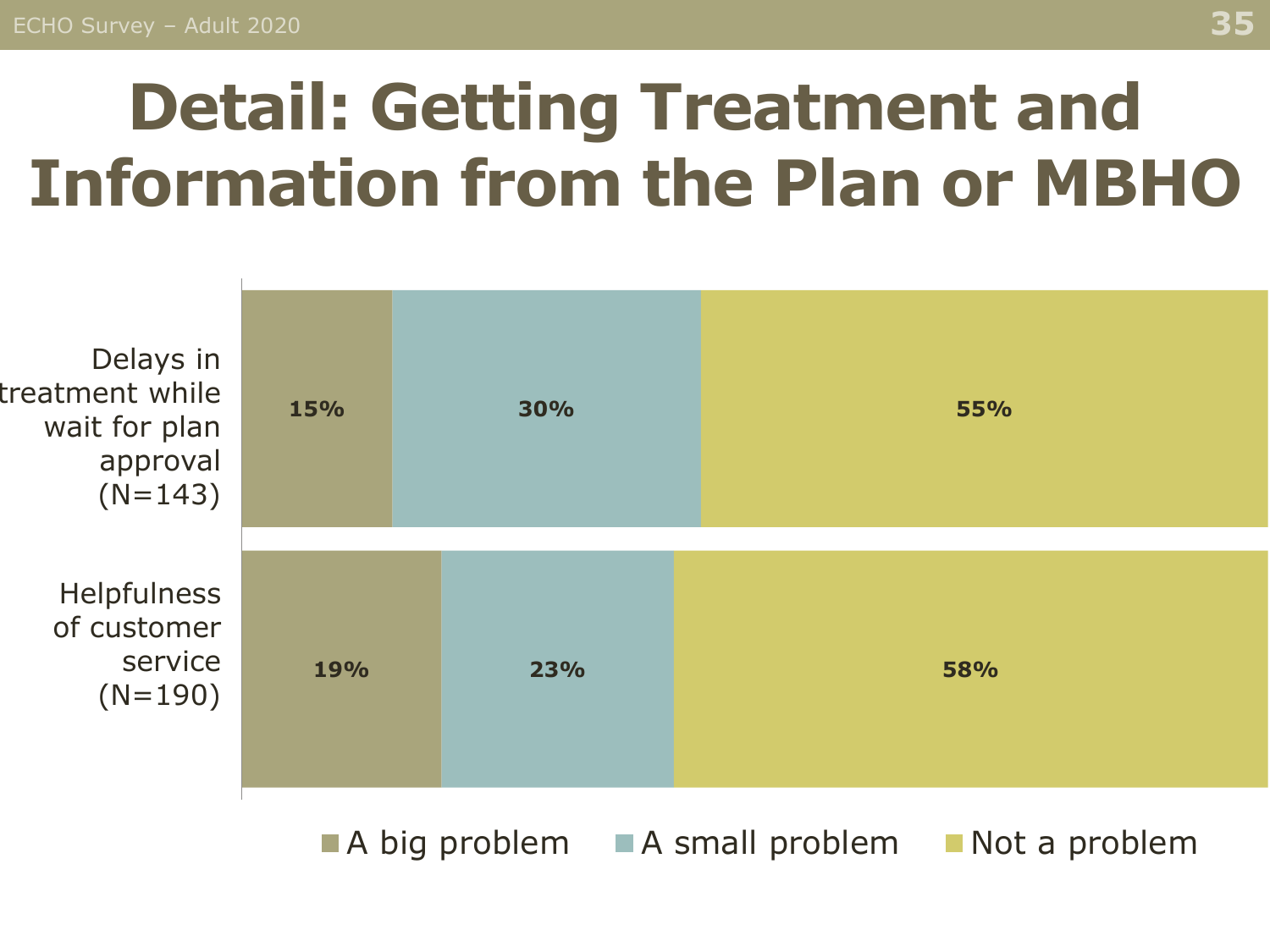# Detail: Getting Treatment and Information from the Plan or MBHO

| | A big problem | A small problem | Not a problem |
|---|---|---|---|
| Delays in treatment while wait for plan approval (N=143) | 15% | 30% | 55% |
| Helpfulness of customer service (N=190) | 19% | 23% | 58% |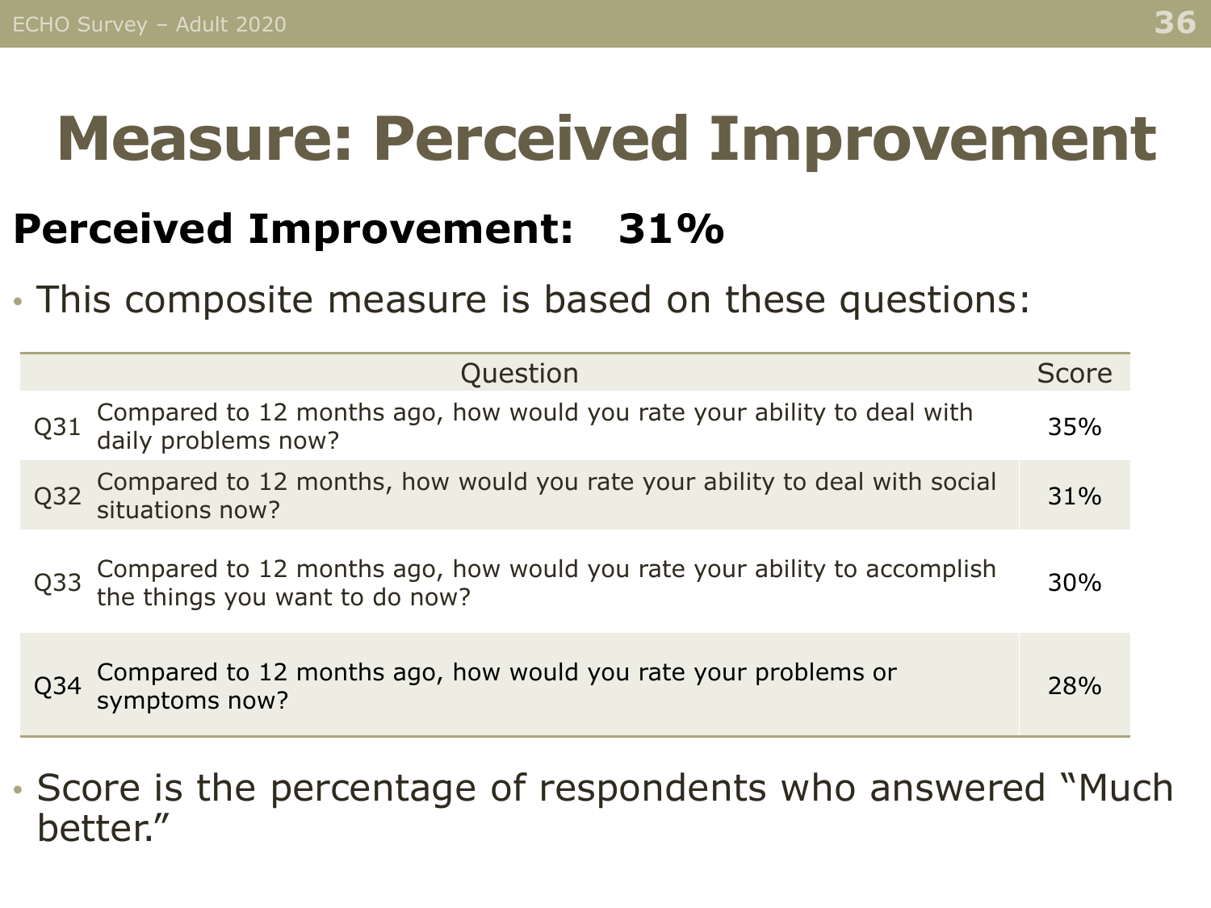# Measure: Perceived Improvement

## Perceived Improvement: 31%

- This composite measure is based on these questions:

| | Question | Score |
|---|---|---|
| Q31 | Compared to 12 months ago, how would you rate your ability to deal with daily problems now? | 35% |
| Q32 | Compared to 12 months, how would you rate your ability to deal with social situations now? | 31% |
| Q33 | Compared to 12 months ago, how would you rate your ability to accomplish the things you want to do now? | 30% |
| Q34 | Compared to 12 months ago, how would you rate your problems or symptoms now? | 28% |

- Score is the percentage of respondents who answered "Much better."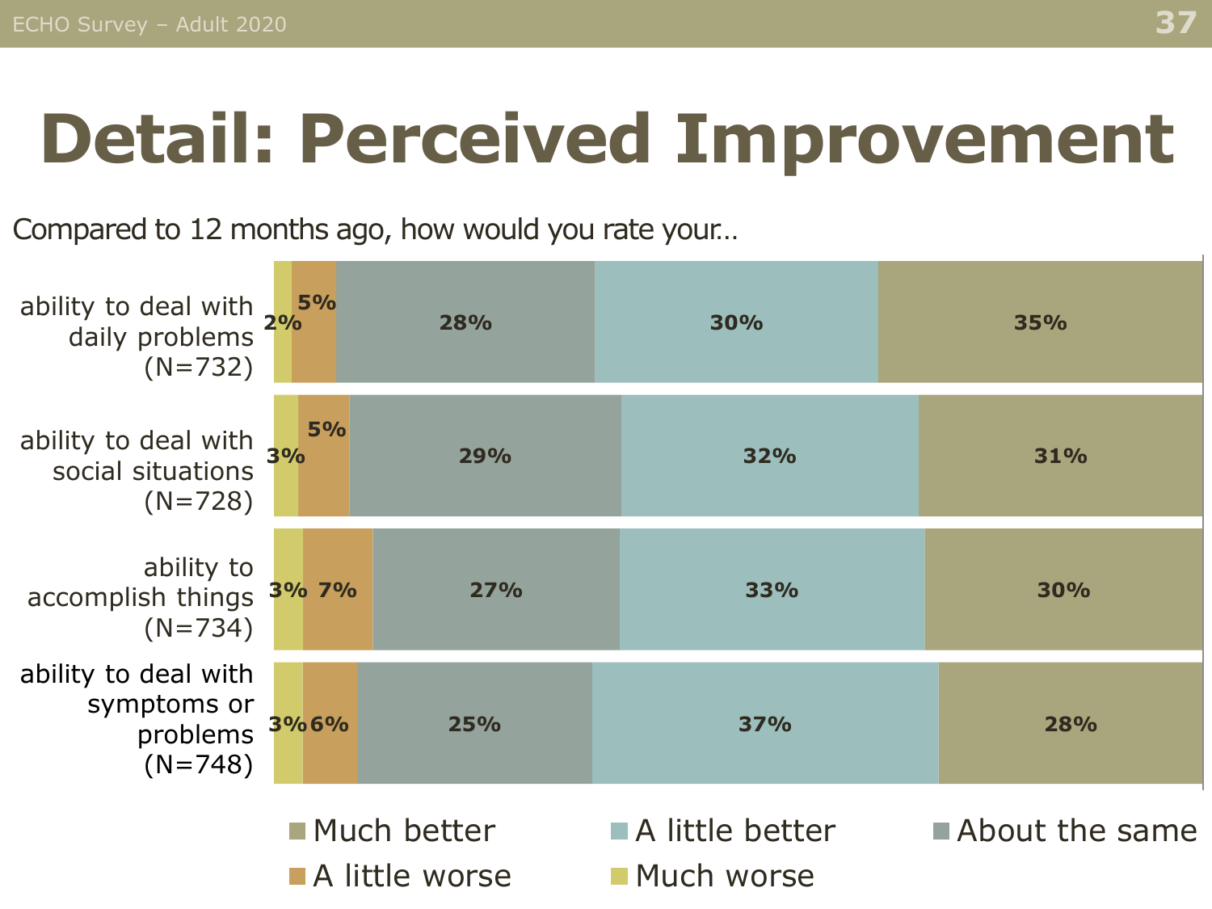# Detail: Perceived Improvement

Compared to 12 months ago, how would you rate your…

| | Much worse | A little worse | About the same | A little better | Much better |
|---|---|---|---|---|---|
| ability to deal with daily problems (N=732) | 2% | 5% | 28% | 30% | 35% |
| ability to deal with social situations (N=728) | 3% | 5% | 29% | 32% | 31% |
| ability to accomplish things (N=734) | 3% | 7% | 27% | 33% | 30% |
| ability to deal with symptoms or problems (N=748) | 3% | 6% | 25% | 37% | 28% |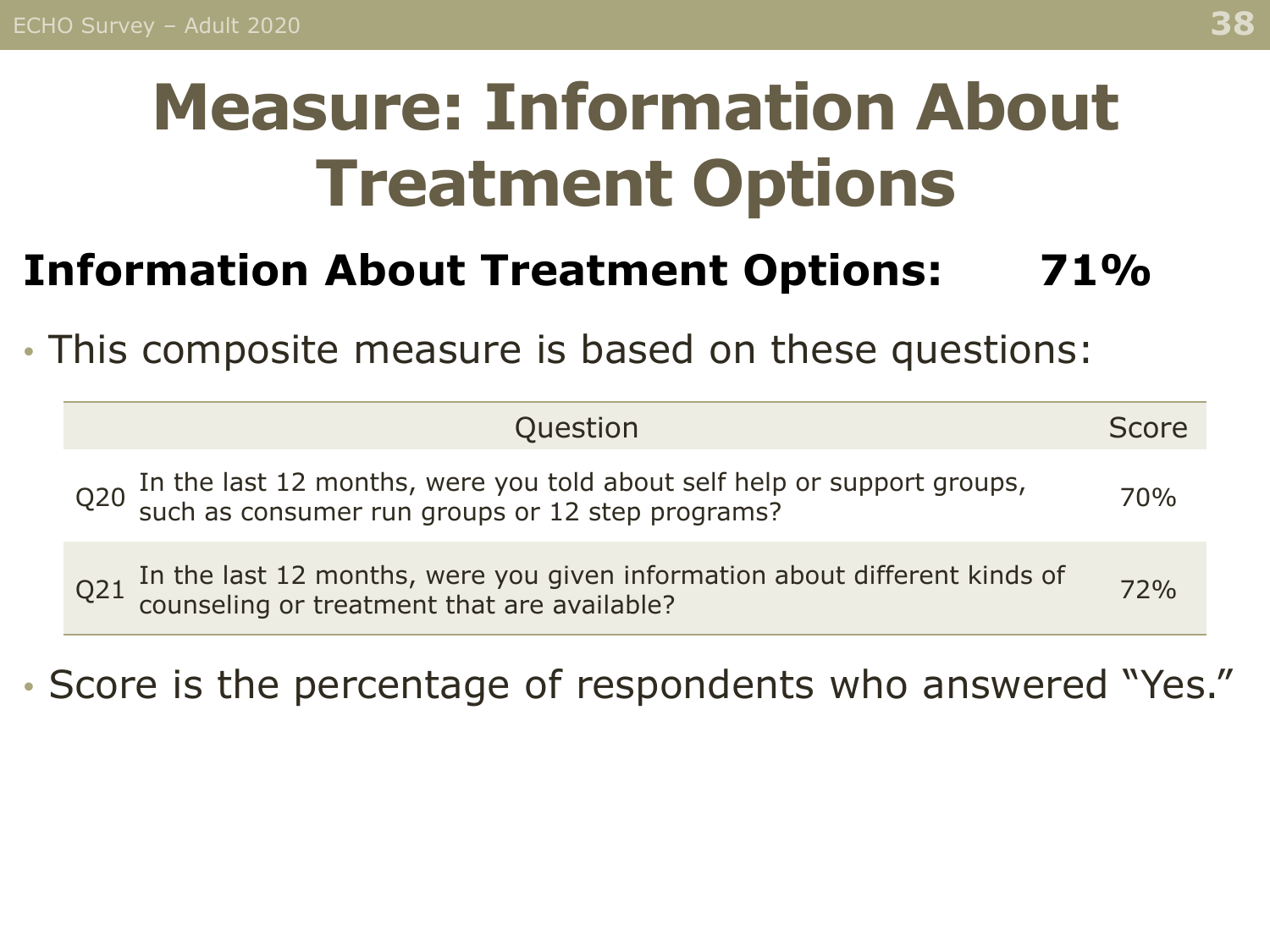# Measure: Information About Treatment Options

**Information About Treatment Options: 71%**

- This composite measure is based on these questions:

| | Question | Score |
|---|---|---|
| Q20 | In the last 12 months, were you told about self help or support groups, such as consumer run groups or 12 step programs? | 70% |
| Q21 | In the last 12 months, were you given information about different kinds of counseling or treatment that are available? | 72% |

- Score is the percentage of respondents who answered "Yes."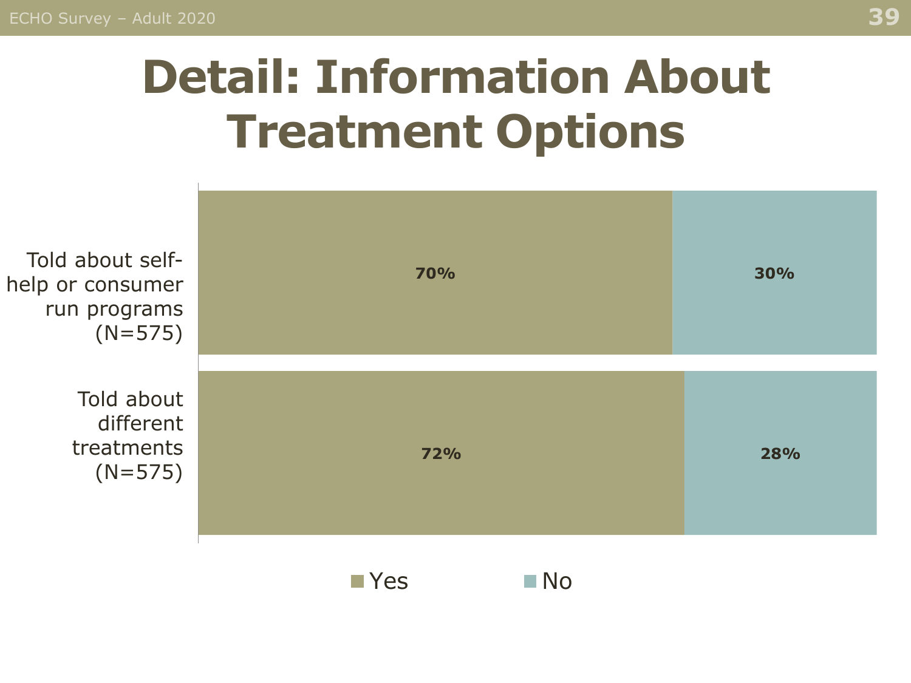# Detail: Information About Treatment Options

| | Yes | No |
|---|---|---|
| Told about self-help or consumer run programs (N=575) | 70% | 30% |
| Told about different treatments (N=575) | 72% | 28% |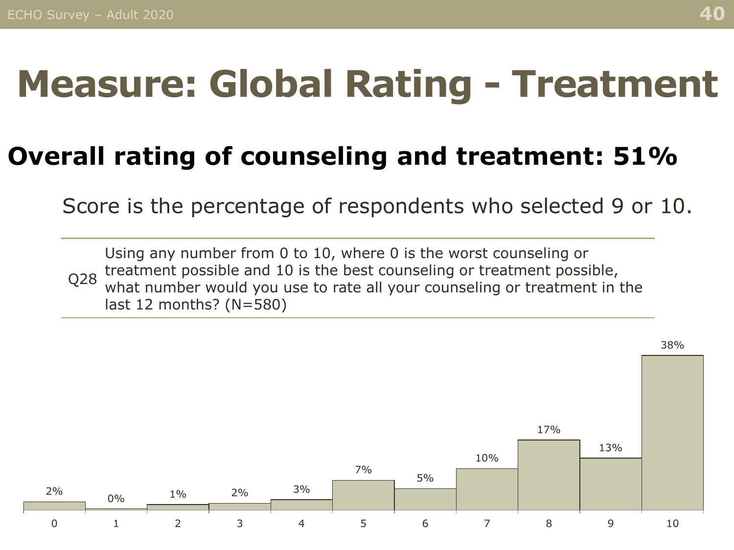# Measure: Global Rating - Treatment

## Overall rating of counseling and treatment: 51%

Score is the percentage of respondents who selected 9 or 10.

| | |
|---|---|
| Q28 | Using any number from 0 to 10, where 0 is the worst counseling or treatment possible and 10 is the best counseling or treatment possible, what number would you use to rate all your counseling or treatment in the last 12 months? (N=580) |

| Rating | 0 | 1 | 2 | 3 | 4 | 5 | 6 | 7 | 8 | 9 | 10 |
|---|---|---|---|---|---|---|---|---|---|---|---|
| Percent | 2% | 0% | 1% | 2% | 3% | 7% | 5% | 10% | 17% | 13% | 38% |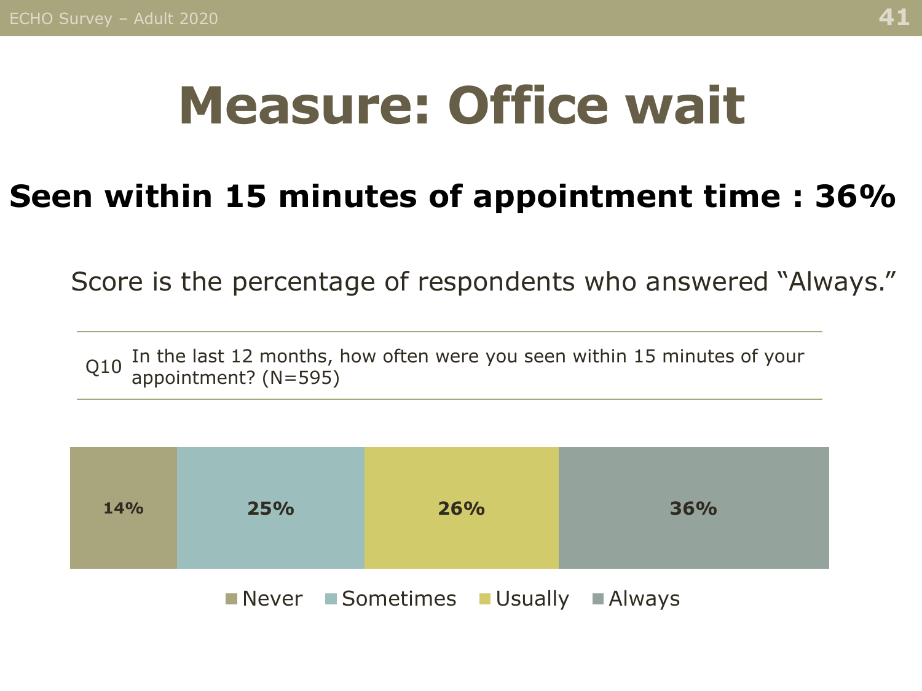# Measure: Office wait

**Seen within 15 minutes of appointment time : 36%**

Score is the percentage of respondents who answered "Always."

Q10 In the last 12 months, how often were you seen within 15 minutes of your appointment? (N=595)

| Never | Sometimes | Usually | Always |
|---|---|---|---|
| 14% | 25% | 26% | 36% |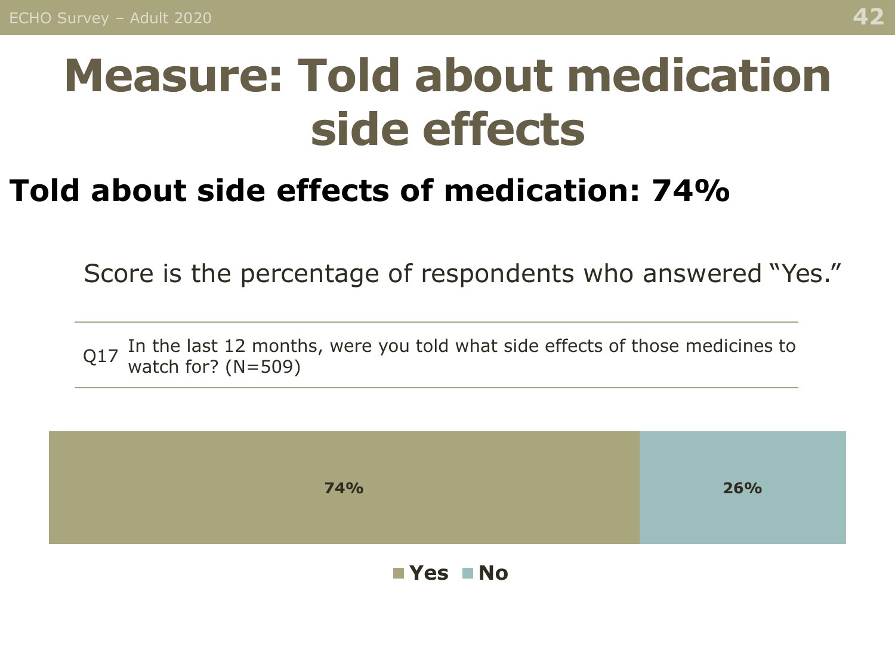# Measure: Told about medication side effects

## Told about side effects of medication: 74%

Score is the percentage of respondents who answered “Yes.”

Q17 In the last 12 months, were you told what side effects of those medicines to watch for? (N=509)

| Yes | No |
| --- | --- |
| 74% | 26% |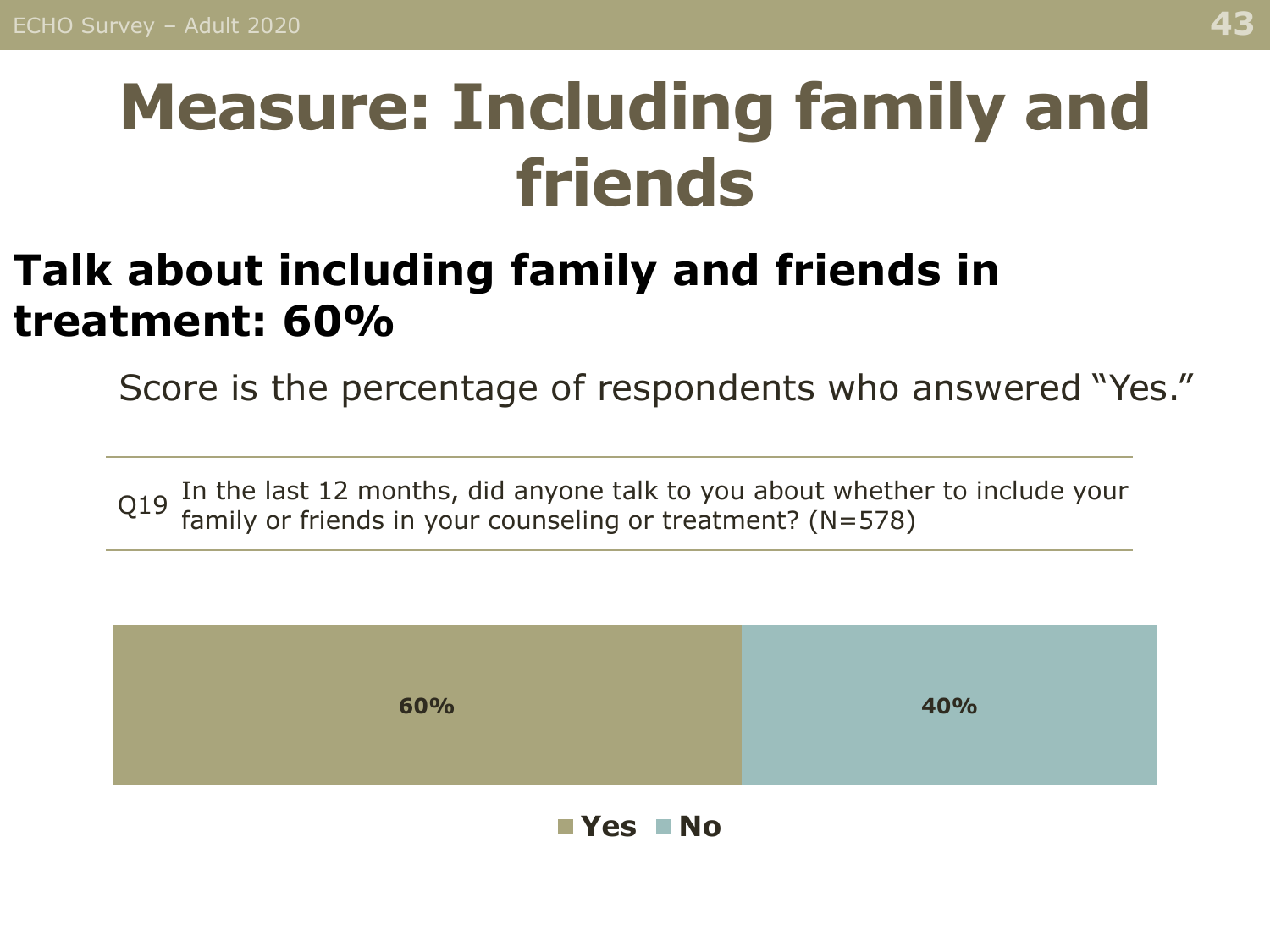# Measure: Including family and friends

## Talk about including family and friends in treatment: 60%

Score is the percentage of respondents who answered "Yes."

| | |
|---|---|
| Q19 | In the last 12 months, did anyone talk to you about whether to include your family or friends in your counseling or treatment? (N=578) |

| Yes | No |
|---|---|
| 60% | 40% |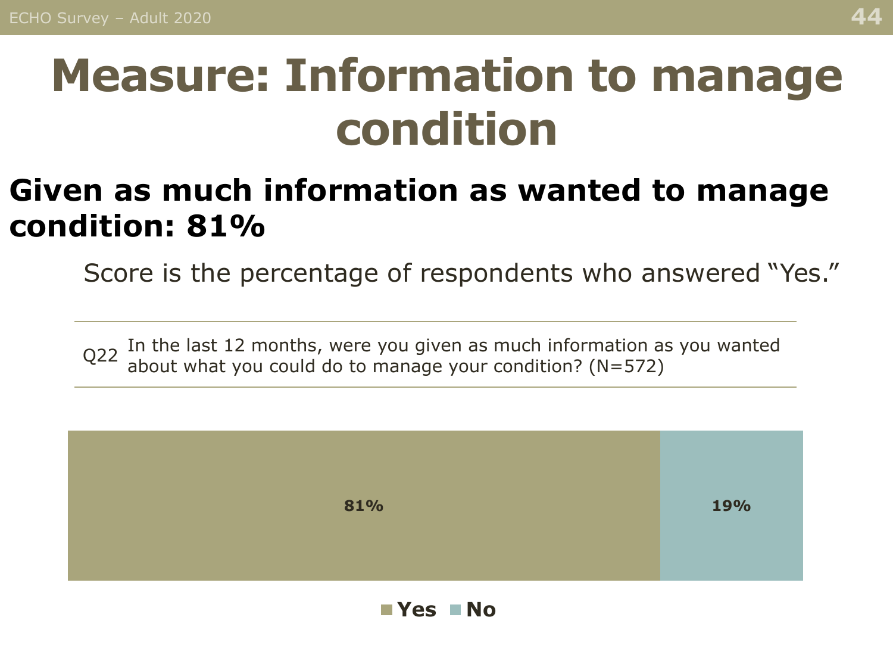# Measure: Information to manage condition

## Given as much information as wanted to manage condition: 81%

Score is the percentage of respondents who answered "Yes."

| | |
|---|---|
| Q22 | In the last 12 months, were you given as much information as you wanted about what you could do to manage your condition? (N=572) |

| Yes | No |
|---|---|
| 81% | 19% |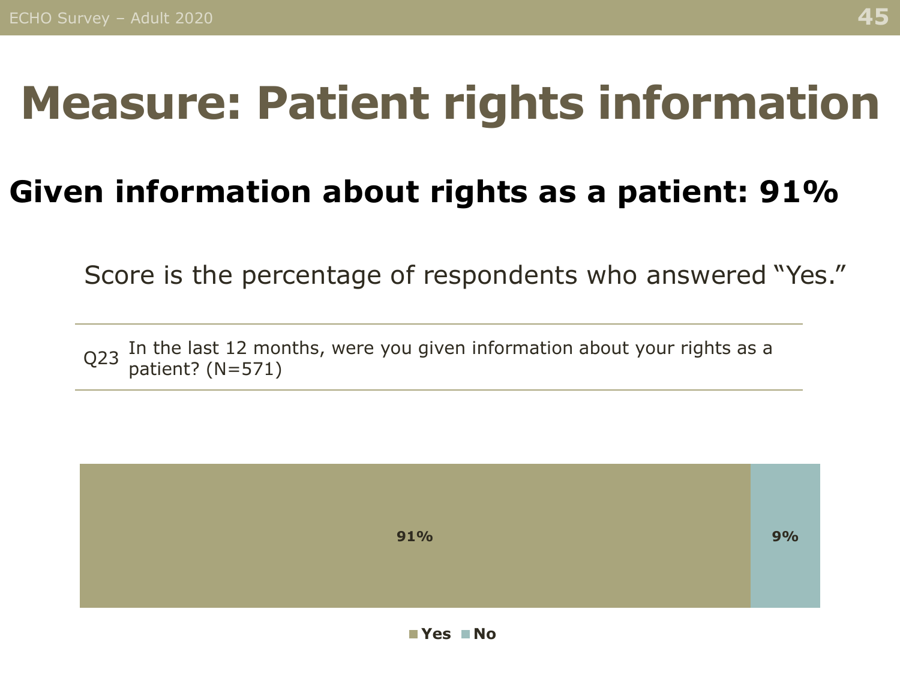# Measure: Patient rights information

## Given information about rights as a patient: 91%

Score is the percentage of respondents who answered "Yes."

| | |
|---|---|
| Q23 | In the last 12 months, were you given information about your rights as a patient? (N=571) |

| Yes | No |
|---|---|
| 91% | 9% |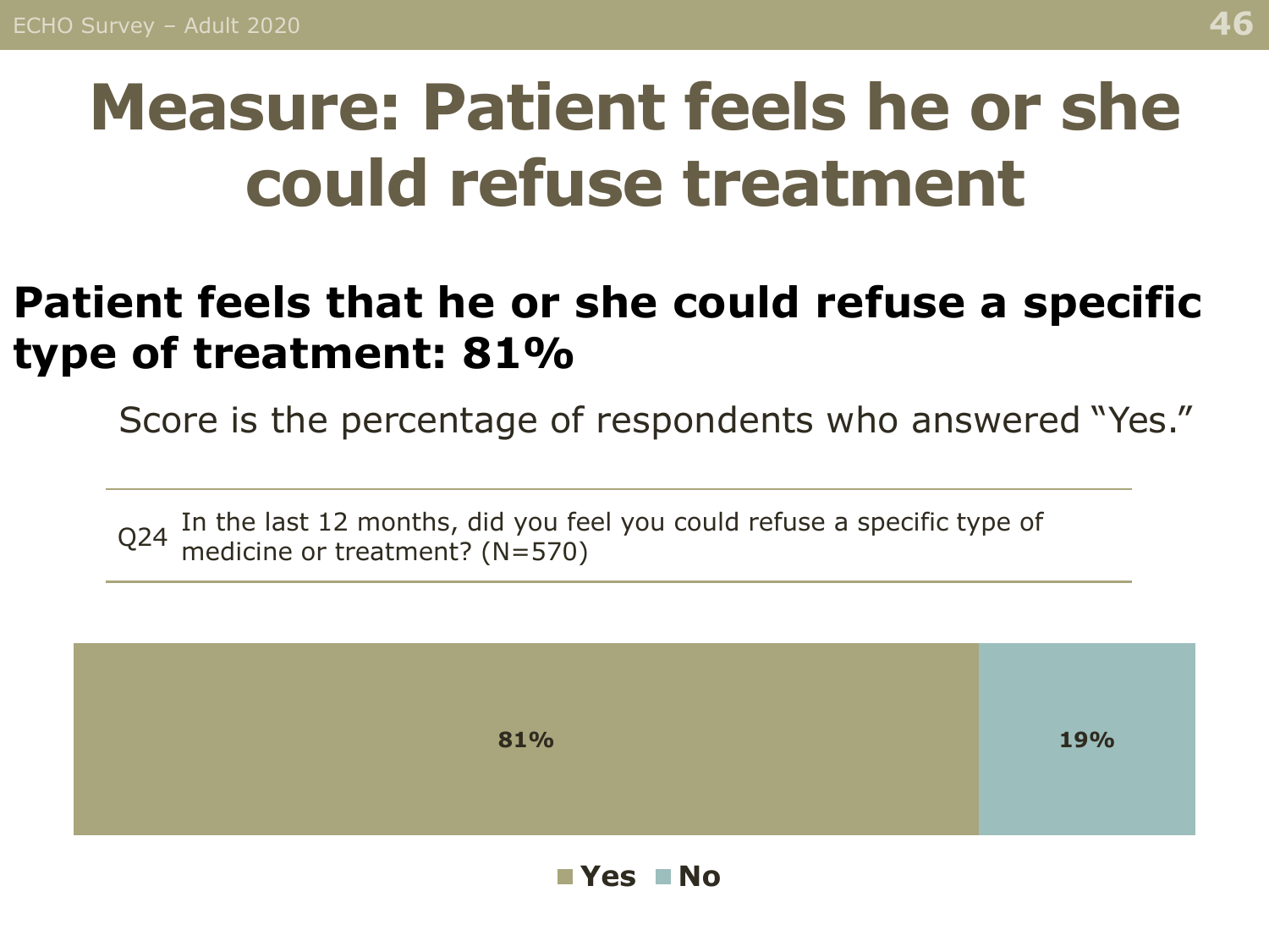# Measure: Patient feels he or she could refuse treatment

## Patient feels that he or she could refuse a specific type of treatment: 81%

Score is the percentage of respondents who answered "Yes."

Q24 In the last 12 months, did you feel you could refuse a specific type of medicine or treatment? (N=570)

| Yes | No |
|---|---|
| 81% | 19% |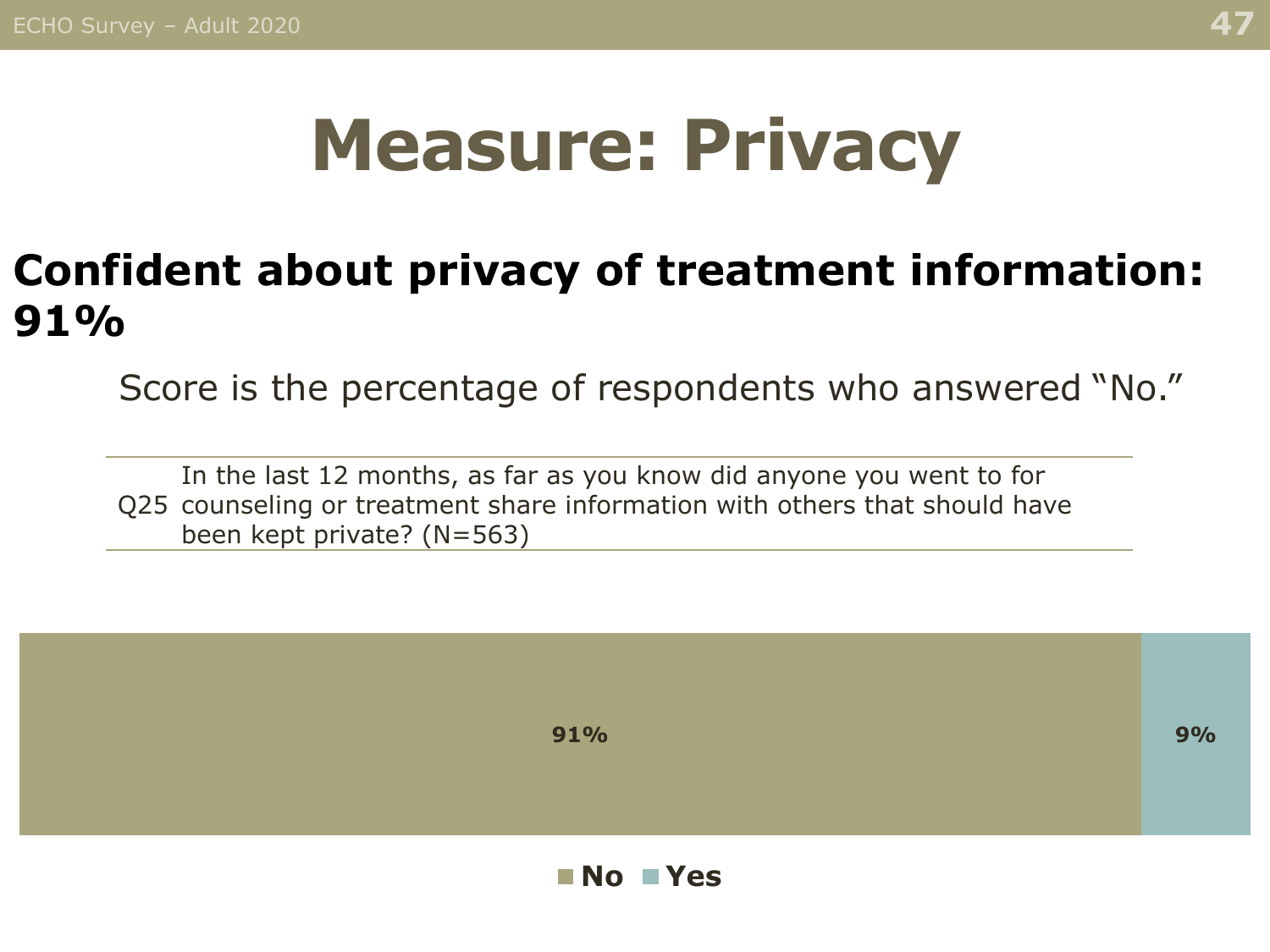# Measure: Privacy

## Confident about privacy of treatment information: 91%

Score is the percentage of respondents who answered "No."

| | |
|---|---|
| Q25 | In the last 12 months, as far as you know did anyone you went to for counseling or treatment share information with others that should have been kept private? (N=563) |

| No | Yes |
|---|---|
| 91% | 9% |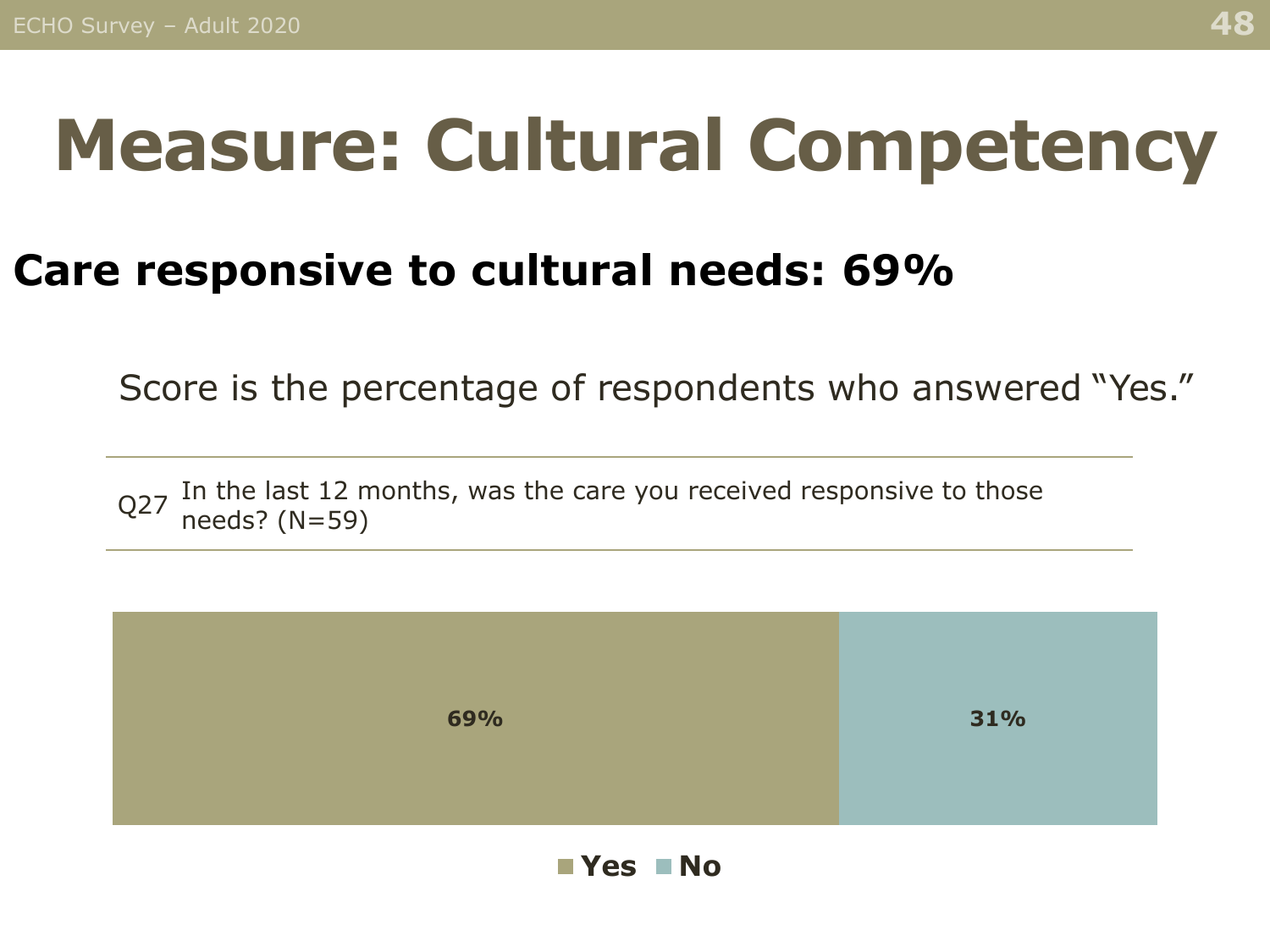# Measure: Cultural Competency

## Care responsive to cultural needs: 69%

Score is the percentage of respondents who answered "Yes."

| | |
|---|---|
| Q27 | In the last 12 months, was the care you received responsive to those needs? (N=59) |

| Yes | No |
|---|---|
| 69% | 31% |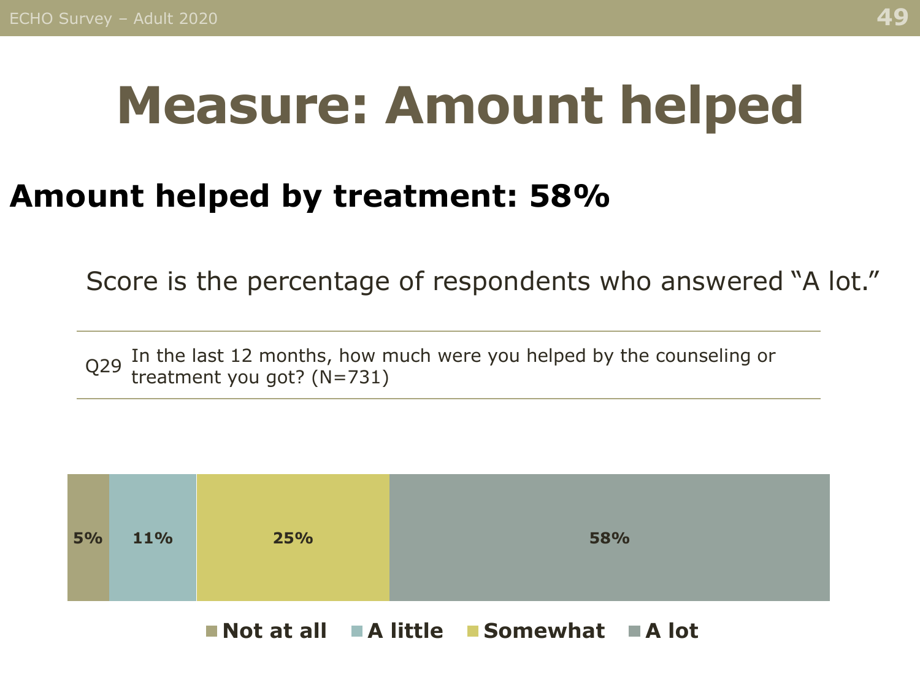# Measure: Amount helped

## Amount helped by treatment: 58%

Score is the percentage of respondents who answered “A lot.”

| | |
|---|---|
| Q29 | In the last 12 months, how much were you helped by the counseling or treatment you got? (N=731) |

| Not at all | A little | Somewhat | A lot |
|---|---|---|---|
| 5% | 11% | 25% | 58% |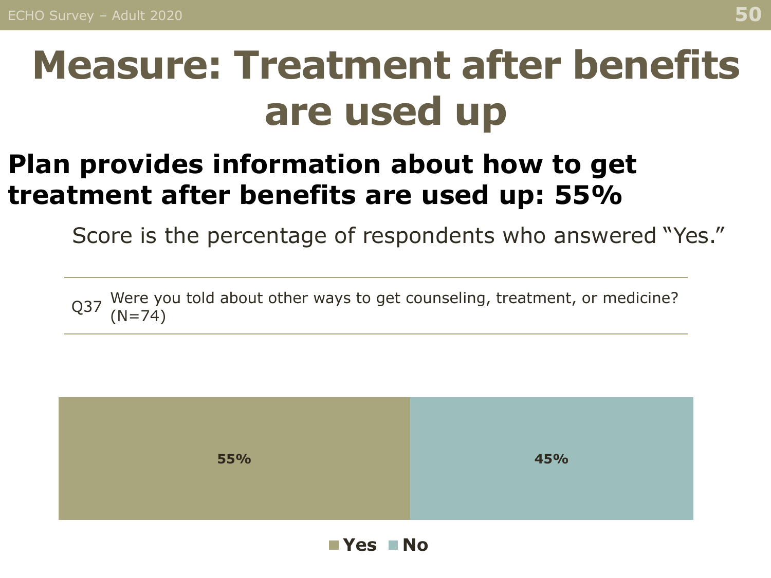# Measure: Treatment after benefits are used up

## Plan provides information about how to get treatment after benefits are used up: 55%

Score is the percentage of respondents who answered "Yes."

| | |
|---|---|
| Q37 | Were you told about other ways to get counseling, treatment, or medicine? (N=74) |

| Yes | No |
|---|---|
| 55% | 45% |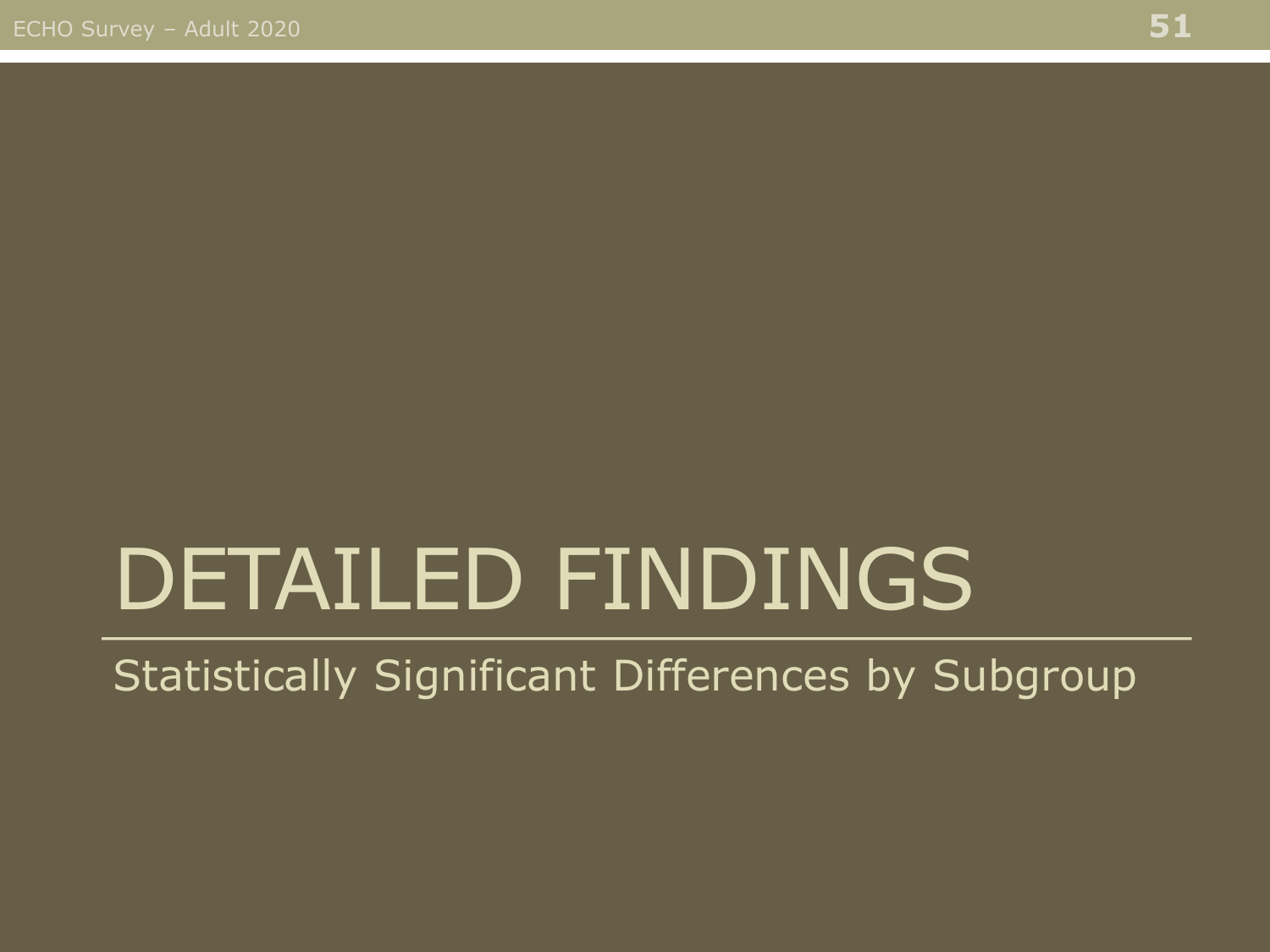# DETAILED FINDINGS

Statistically Significant Differences by Subgroup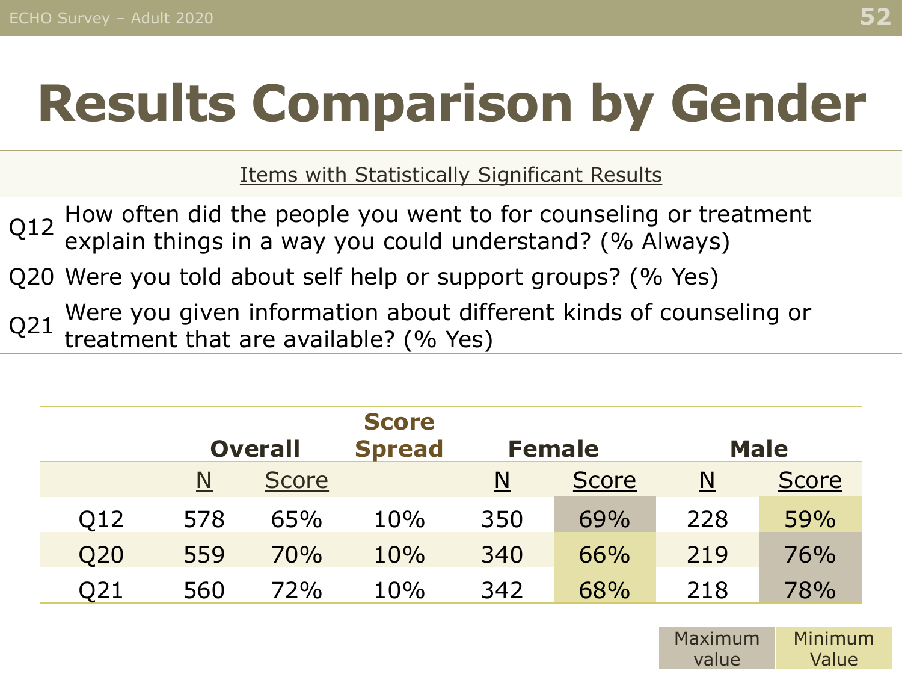# Results Comparison by Gender

Items with Statistically Significant Results

| | |
|---|---|
| Q12 | How often did the people you went to for counseling or treatment explain things in a way you could understand? (% Always) |
| Q20 | Were you told about self help or support groups? (% Yes) |
| Q21 | Were you given information about different kinds of counseling or treatment that are available? (% Yes) |

| | Overall | | Score Spread | Female | | Male | |
|---|---|---|---|---|---|---|---|
| | N | Score | | N | Score | N | Score |
| Q12 | 578 | 65% | 10% | 350 | 69% | 228 | 59% |
| Q20 | 559 | 70% | 10% | 340 | 66% | 219 | 76% |
| Q21 | 560 | 72% | 10% | 342 | 68% | 218 | 78% |

Maximum value | Minimum Value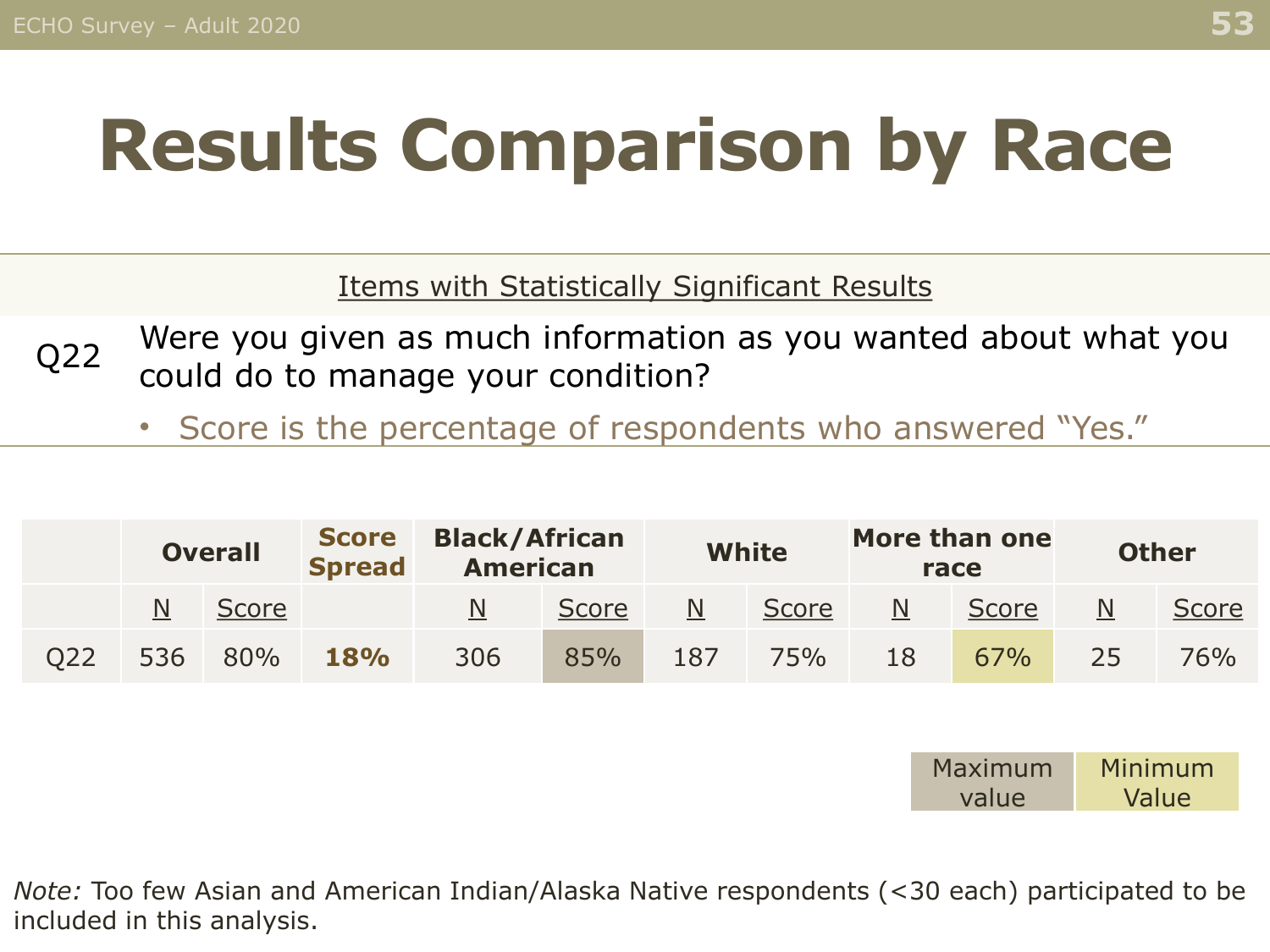# Results Comparison by Race

Items with Statistically Significant Results

Q22 Were you given as much information as you wanted about what you could do to manage your condition?

- Score is the percentage of respondents who answered “Yes.”

| | Overall | | Score Spread | Black/African American | | White | | More than one race | | Other | |
|---|---|---|---|---|---|---|---|---|---|---|---|
| | N | Score | | N | Score | N | Score | N | Score | N | Score |
| Q22 | 536 | 80% | **18%** | 306 | 85% | 187 | 75% | 18 | 67% | 25 | 76% |

| Maximum value | Minimum Value |
|---|---|

*Note:* Too few Asian and American Indian/Alaska Native respondents (<30 each) participated to be included in this analysis.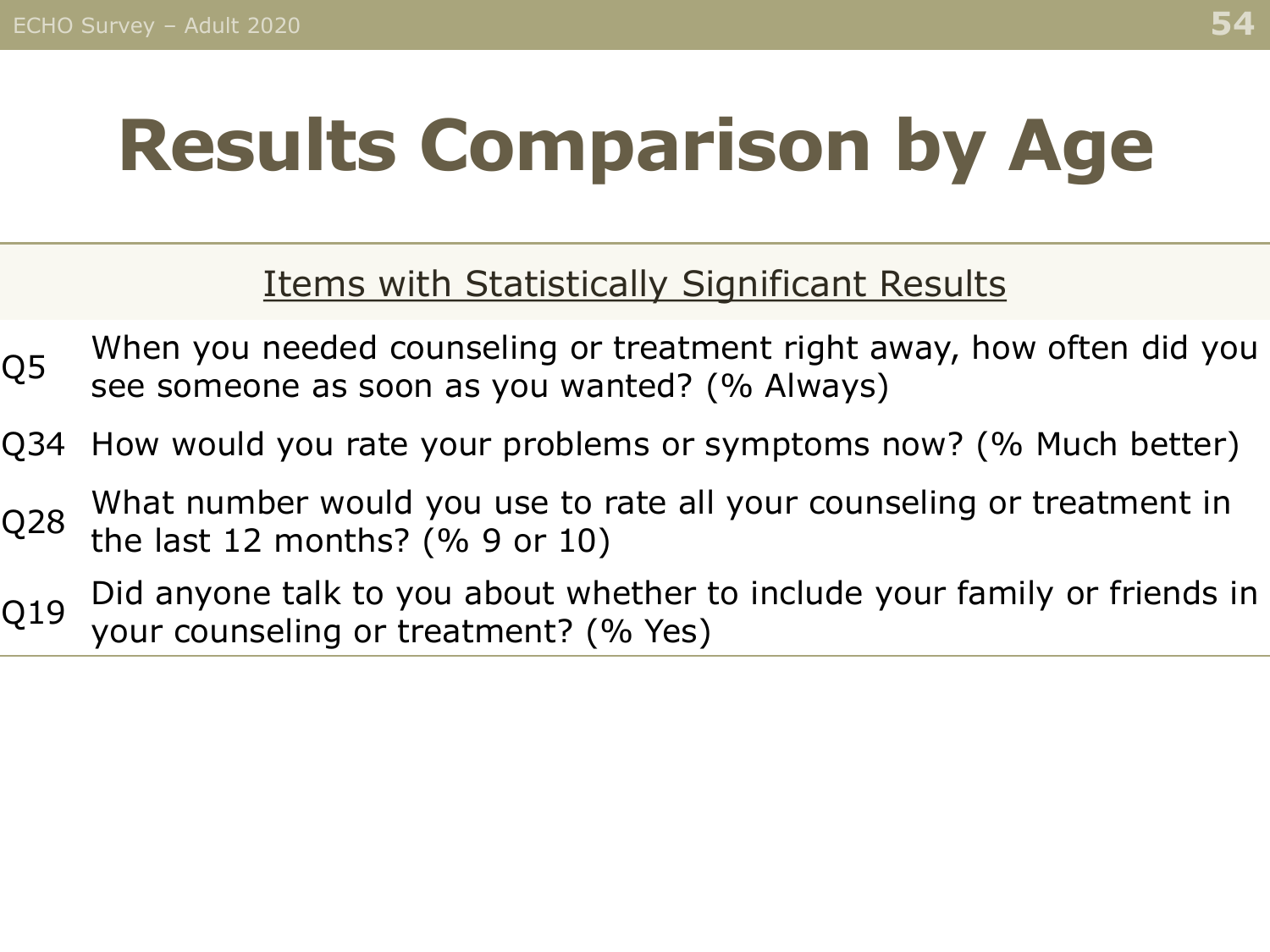# Results Comparison by Age

| Items with Statistically Significant Results | |
|---|---|
| Q5 | When you needed counseling or treatment right away, how often did you see someone as soon as you wanted? (% Always) |
| Q34 | How would you rate your problems or symptoms now? (% Much better) |
| Q28 | What number would you use to rate all your counseling or treatment in the last 12 months? (% 9 or 10) |
| Q19 | Did anyone talk to you about whether to include your family or friends in your counseling or treatment? (% Yes) |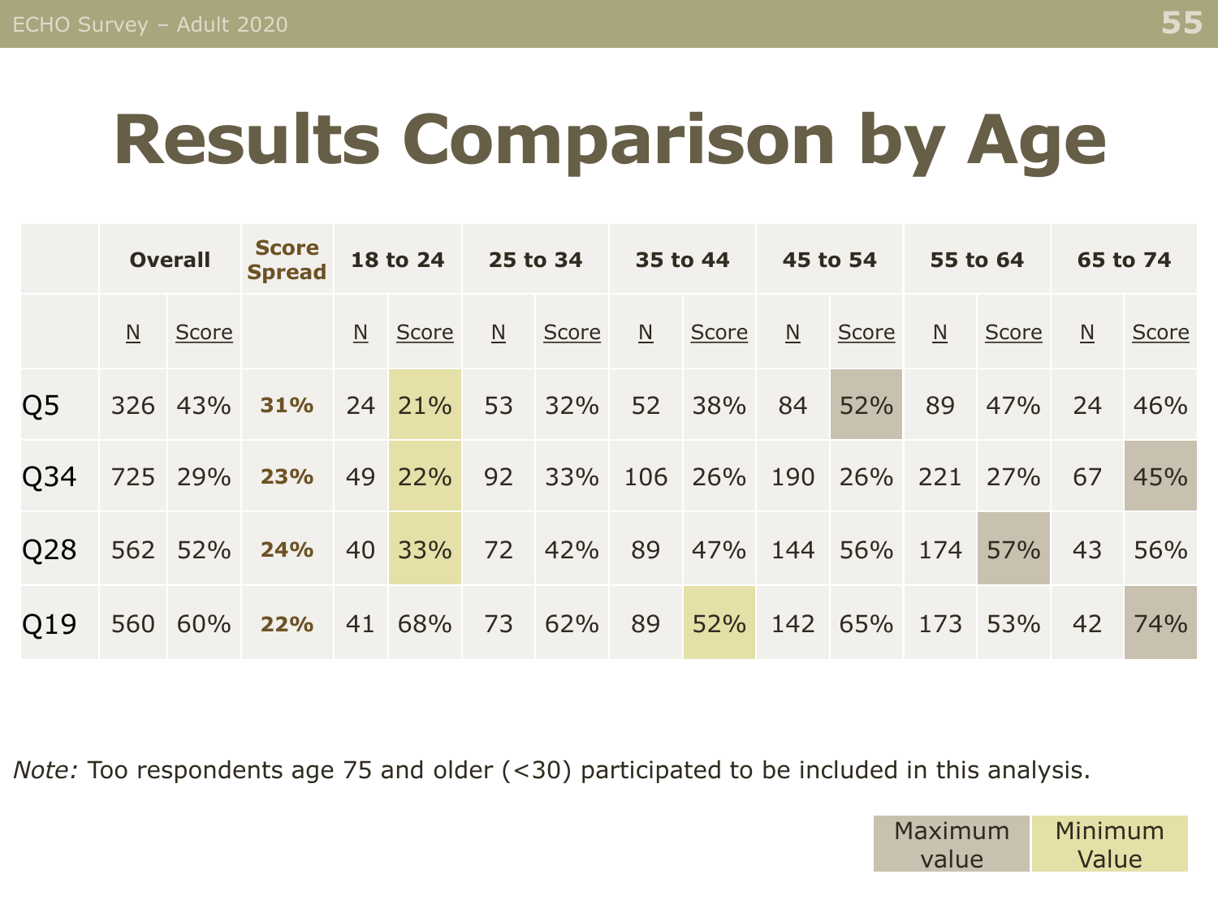# Results Comparison by Age

| | Overall | | Score Spread | 18 to 24 | | 25 to 34 | | 35 to 44 | | 45 to 54 | | 55 to 64 | | 65 to 74 | |
|---|---|---|---|---|---|---|---|---|---|---|---|---|---|---|---|
| | N | Score | | N | Score | N | Score | N | Score | N | Score | N | Score | N | Score |
| Q5 | 326 | 43% | **31%** | 24 | 21% | 53 | 32% | 52 | 38% | 84 | 52% | 89 | 47% | 24 | 46% |
| Q34 | 725 | 29% | **23%** | 49 | 22% | 92 | 33% | 106 | 26% | 190 | 26% | 221 | 27% | 67 | 45% |
| Q28 | 562 | 52% | **24%** | 40 | 33% | 72 | 42% | 89 | 47% | 144 | 56% | 174 | 57% | 43 | 56% |
| Q19 | 560 | 60% | **22%** | 41 | 68% | 73 | 62% | 89 | 52% | 142 | 65% | 173 | 53% | 42 | 74% |

*Note:* Too respondents age 75 and older (<30) participated to be included in this analysis.

| Maximum value | Minimum Value |
|---|---|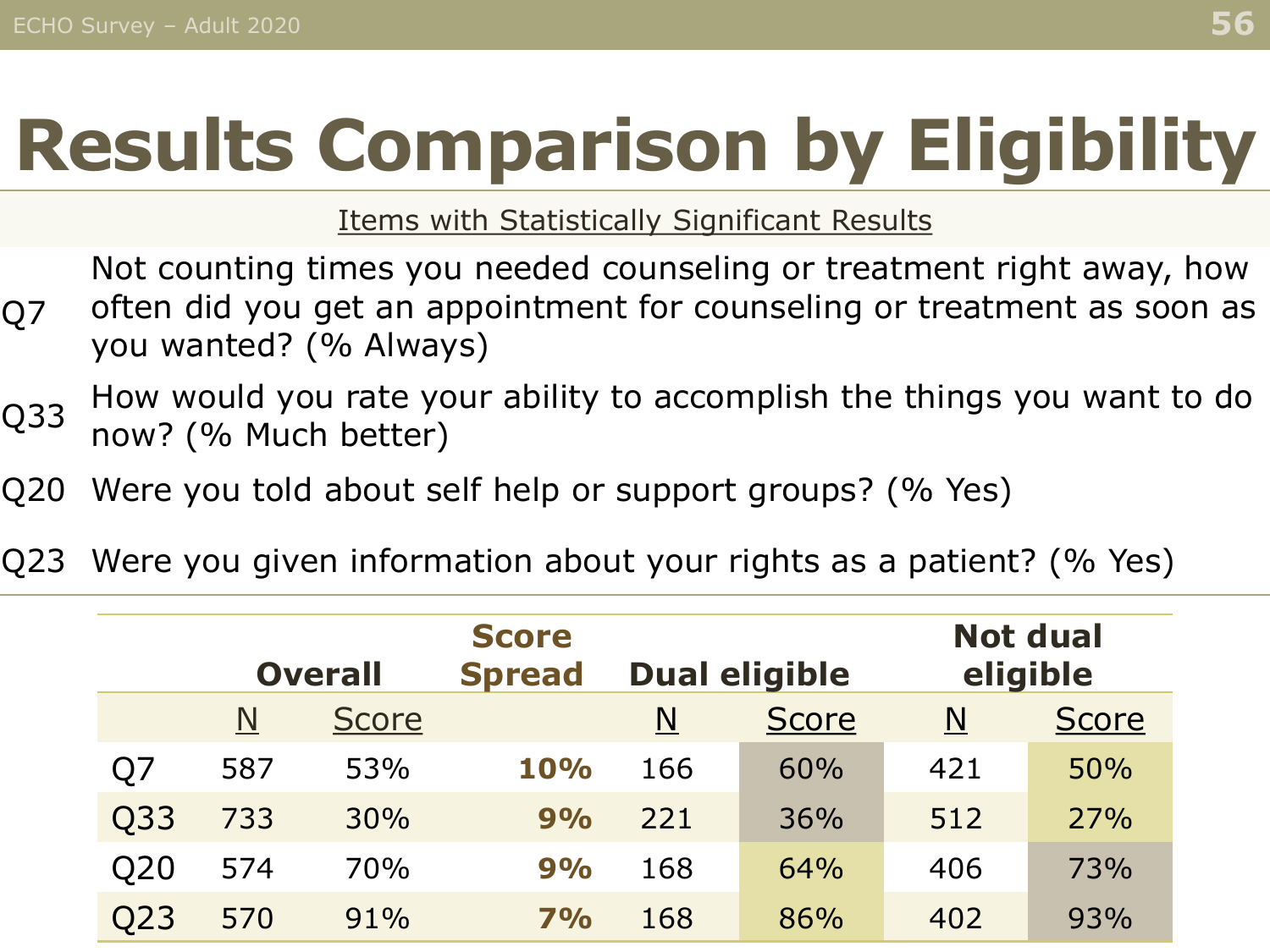# Results Comparison by Eligibility

Items with Statistically Significant Results

| | |
|---|---|
| Q7 | Not counting times you needed counseling or treatment right away, how often did you get an appointment for counseling or treatment as soon as you wanted? (% Always) |
| Q33 | How would you rate your ability to accomplish the things you want to do now? (% Much better) |
| Q20 | Were you told about self help or support groups? (% Yes) |
| Q23 | Were you given information about your rights as a patient? (% Yes) |

| | Overall | | Score Spread | Dual eligible | | Not dual eligible | |
|---|---|---|---|---|---|---|---|
| | N | Score | | N | Score | N | Score |
| Q7 | 587 | 53% | **10%** | 166 | 60% | 421 | 50% |
| Q33 | 733 | 30% | **9%** | 221 | 36% | 512 | 27% |
| Q20 | 574 | 70% | **9%** | 168 | 64% | 406 | 73% |
| Q23 | 570 | 91% | **7%** | 168 | 86% | 402 | 93% |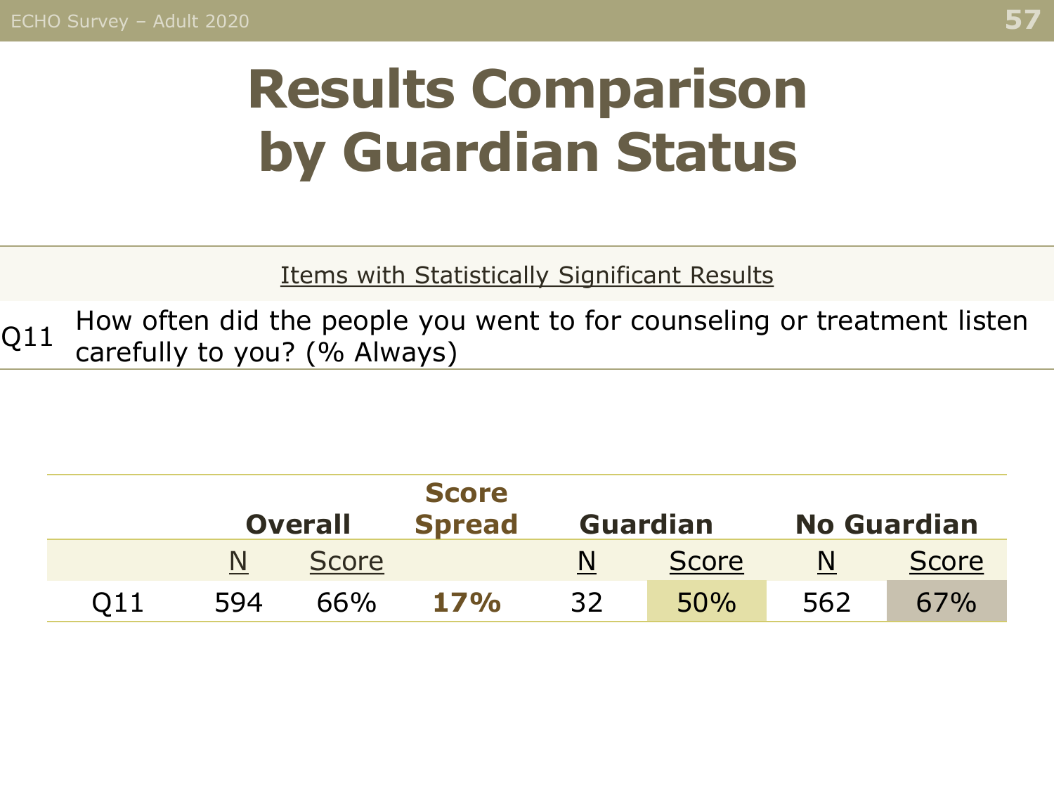# Results Comparison by Guardian Status

Items with Statistically Significant Results

Q11 How often did the people you went to for counseling or treatment listen carefully to you? (% Always)

| | Overall | | Score Spread | Guardian | | No Guardian | |
|---|---|---|---|---|---|---|---|
| | N | Score | | N | Score | N | Score |
| Q11 | 594 | 66% | **17%** | 32 | 50% | 562 | 67% |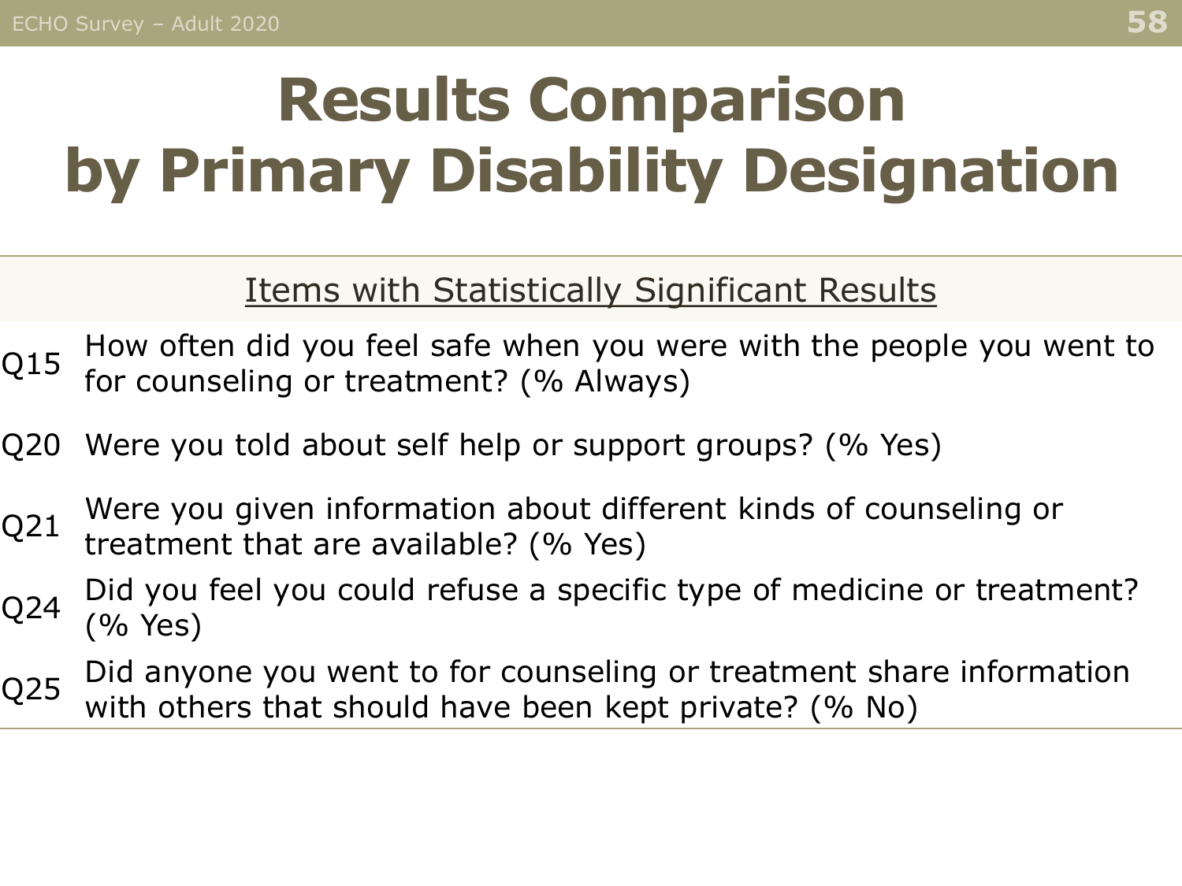# Results Comparison by Primary Disability Designation

## Items with Statistically Significant Results

| | |
|---|---|
| Q15 | How often did you feel safe when you were with the people you went to for counseling or treatment? (% Always) |
| Q20 | Were you told about self help or support groups? (% Yes) |
| Q21 | Were you given information about different kinds of counseling or treatment that are available? (% Yes) |
| Q24 | Did you feel you could refuse a specific type of medicine or treatment? (% Yes) |
| Q25 | Did anyone you went to for counseling or treatment share information with others that should have been kept private? (% No) |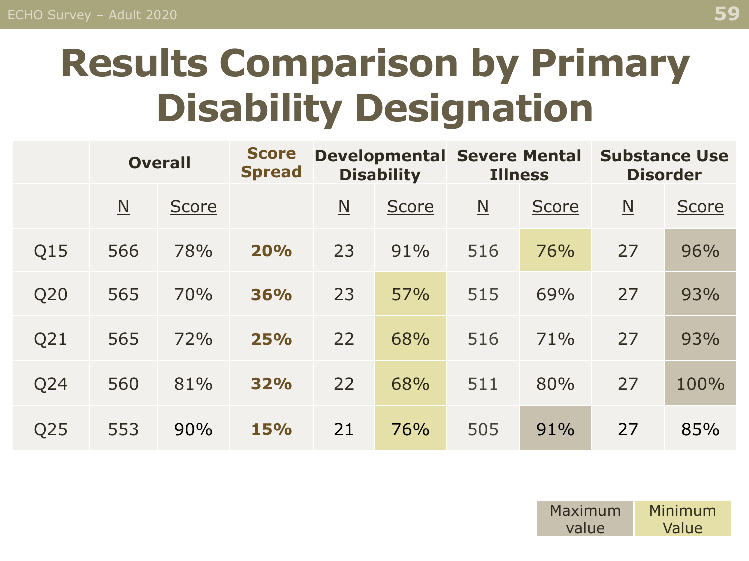# Results Comparison by Primary Disability Designation

| | Overall | | Score Spread | Developmental Disability | | Severe Mental Illness | | Substance Use Disorder | |
|---|---|---|---|---|---|---|---|---|---|
| | N | Score | | N | Score | N | Score | N | Score |
| Q15 | 566 | 78% | **20%** | 23 | 91% | 516 | 76% | 27 | 96% |
| Q20 | 565 | 70% | **36%** | 23 | 57% | 515 | 69% | 27 | 93% |
| Q21 | 565 | 72% | **25%** | 22 | 68% | 516 | 71% | 27 | 93% |
| Q24 | 560 | 81% | **32%** | 22 | 68% | 511 | 80% | 27 | 100% |
| Q25 | 553 | 90% | **15%** | 21 | 76% | 505 | 91% | 27 | 85% |

| Maximum value | Minimum Value |
|---|---|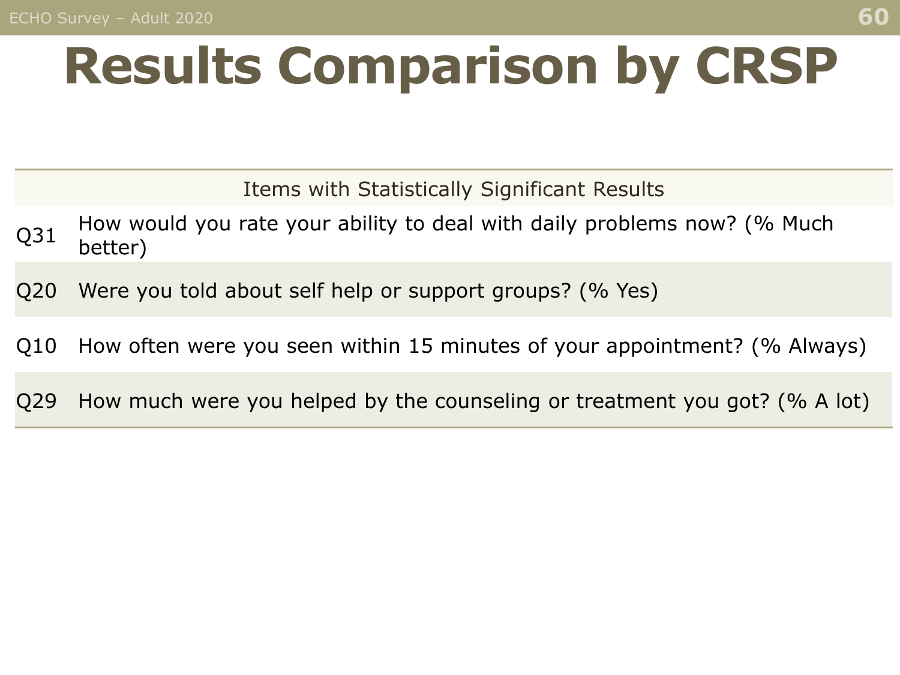# Results Comparison by CRSP

| Items with Statistically Significant Results | |
| --- | --- |
| Q31 | How would you rate your ability to deal with daily problems now? (% Much better) |
| Q20 | Were you told about self help or support groups? (% Yes) |
| Q10 | How often were you seen within 15 minutes of your appointment? (% Always) |
| Q29 | How much were you helped by the counseling or treatment you got? (% A lot) |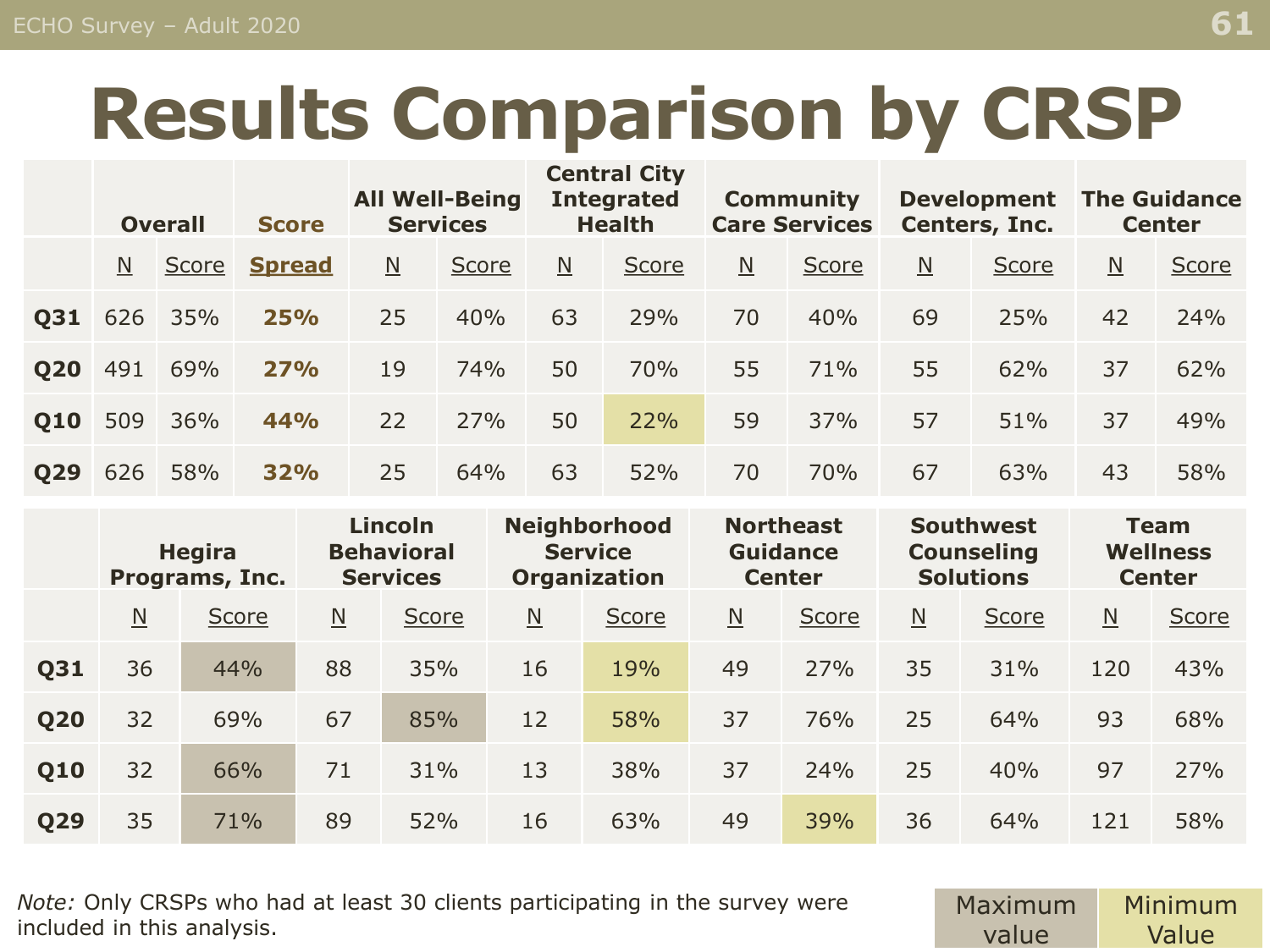# Results Comparison by CRSP

| | Overall | | Score | All Well-Being Services | | Central City Integrated Health | | Community Care Services | | Development Centers, Inc. | | The Guidance Center | |
|---|---|---|---|---|---|---|---|---|---|---|---|---|---|
| | N | Score | Spread | N | Score | N | Score | N | Score | N | Score | N | Score |
| **Q31** | 626 | 35% | **25%** | 25 | 40% | 63 | 29% | 70 | 40% | 69 | 25% | 42 | 24% |
| **Q20** | 491 | 69% | **27%** | 19 | 74% | 50 | 70% | 55 | 71% | 55 | 62% | 37 | 62% |
| **Q10** | 509 | 36% | **44%** | 22 | 27% | 50 | 22% | 59 | 37% | 57 | 51% | 37 | 49% |
| **Q29** | 626 | 58% | **32%** | 25 | 64% | 63 | 52% | 70 | 70% | 67 | 63% | 43 | 58% |

| | Hegira Programs, Inc. | | Lincoln Behavioral Services | | Neighborhood Service Organization | | Northeast Guidance Center | | Southwest Counseling Solutions | | Team Wellness Center | |
|---|---|---|---|---|---|---|---|---|---|---|---|---|
| | N | Score | N | Score | N | Score | N | Score | N | Score | N | Score |
| **Q31** | 36 | 44% | 88 | 35% | 16 | 19% | 49 | 27% | 35 | 31% | 120 | 43% |
| **Q20** | 32 | 69% | 67 | 85% | 12 | 58% | 37 | 76% | 25 | 64% | 93 | 68% |
| **Q10** | 32 | 66% | 71 | 31% | 13 | 38% | 37 | 24% | 25 | 40% | 97 | 27% |
| **Q29** | 35 | 71% | 89 | 52% | 16 | 63% | 49 | 39% | 36 | 64% | 121 | 58% |

*Note:* Only CRSPs who had at least 30 clients participating in the survey were included in this analysis.

Maximum value | Minimum Value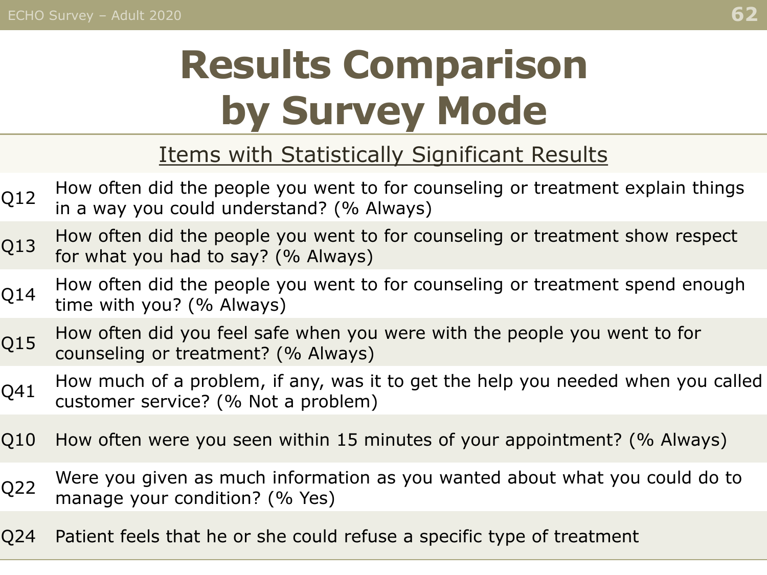# Results Comparison by Survey Mode

## Items with Statistically Significant Results

| | |
|---|---|
| Q12 | How often did the people you went to for counseling or treatment explain things in a way you could understand? (% Always) |
| Q13 | How often did the people you went to for counseling or treatment show respect for what you had to say? (% Always) |
| Q14 | How often did the people you went to for counseling or treatment spend enough time with you? (% Always) |
| Q15 | How often did you feel safe when you were with the people you went to for counseling or treatment? (% Always) |
| Q41 | How much of a problem, if any, was it to get the help you needed when you called customer service? (% Not a problem) |
| Q10 | How often were you seen within 15 minutes of your appointment? (% Always) |
| Q22 | Were you given as much information as you wanted about what you could do to manage your condition? (% Yes) |
| Q24 | Patient feels that he or she could refuse a specific type of treatment |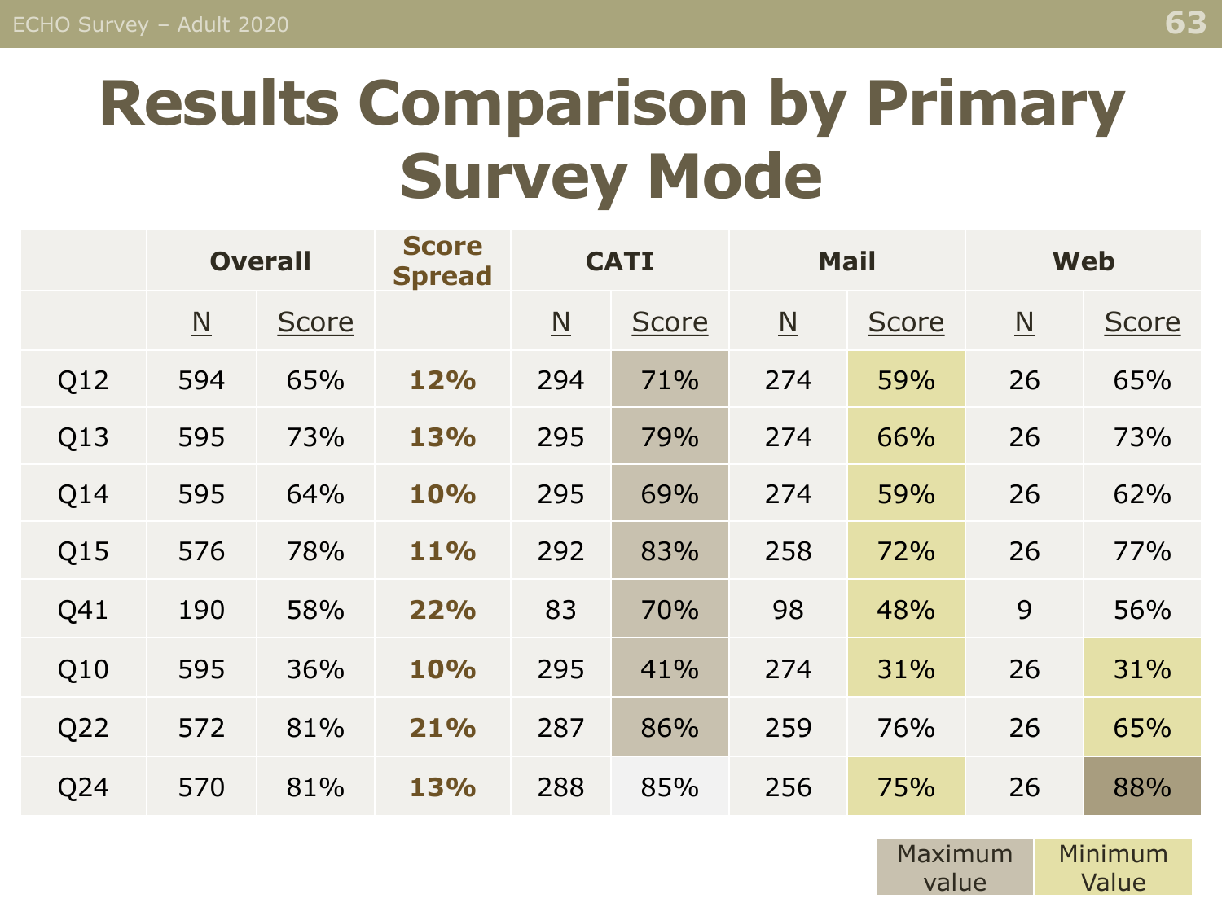# Results Comparison by Primary Survey Mode

| | Overall | | Score Spread | CATI | | Mail | | Web | |
|---|---|---|---|---|---|---|---|---|---|
| | N | Score | | N | Score | N | Score | N | Score |
| Q12 | 594 | 65% | **12%** | 294 | 71% | 274 | 59% | 26 | 65% |
| Q13 | 595 | 73% | **13%** | 295 | 79% | 274 | 66% | 26 | 73% |
| Q14 | 595 | 64% | **10%** | 295 | 69% | 274 | 59% | 26 | 62% |
| Q15 | 576 | 78% | **11%** | 292 | 83% | 258 | 72% | 26 | 77% |
| Q41 | 190 | 58% | **22%** | 83 | 70% | 98 | 48% | 9 | 56% |
| Q10 | 595 | 36% | **10%** | 295 | 41% | 274 | 31% | 26 | 31% |
| Q22 | 572 | 81% | **21%** | 287 | 86% | 259 | 76% | 26 | 65% |
| Q24 | 570 | 81% | **13%** | 288 | 85% | 256 | 75% | 26 | 88% |

Maximum value | Minimum Value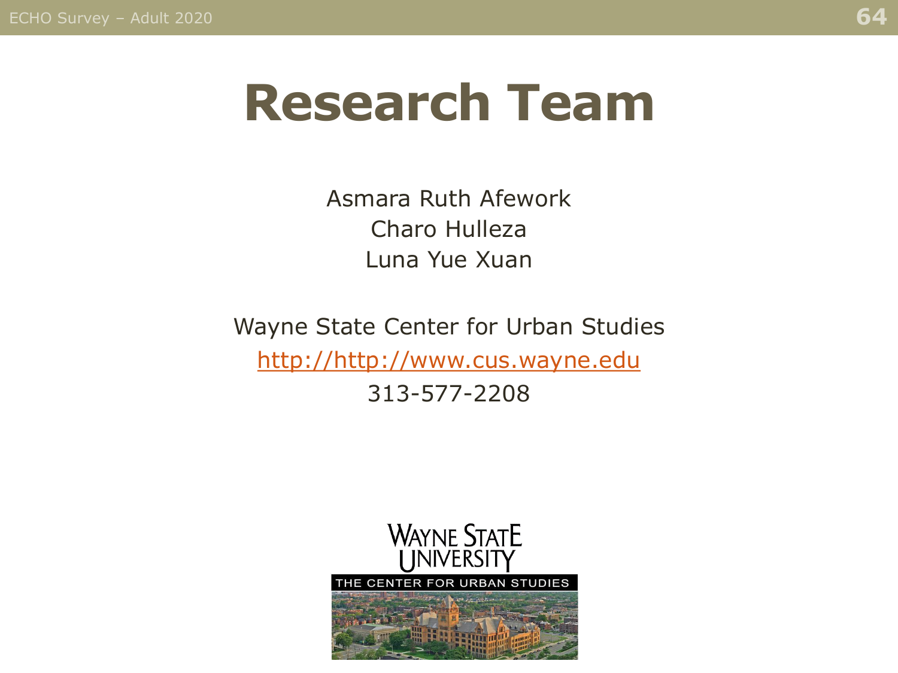# Research Team

Asmara Ruth Afework
Charo Hulleza
Luna Yue Xuan

Wayne State Center for Urban Studies
http://http://www.cus.wayne.edu
313-577-2208